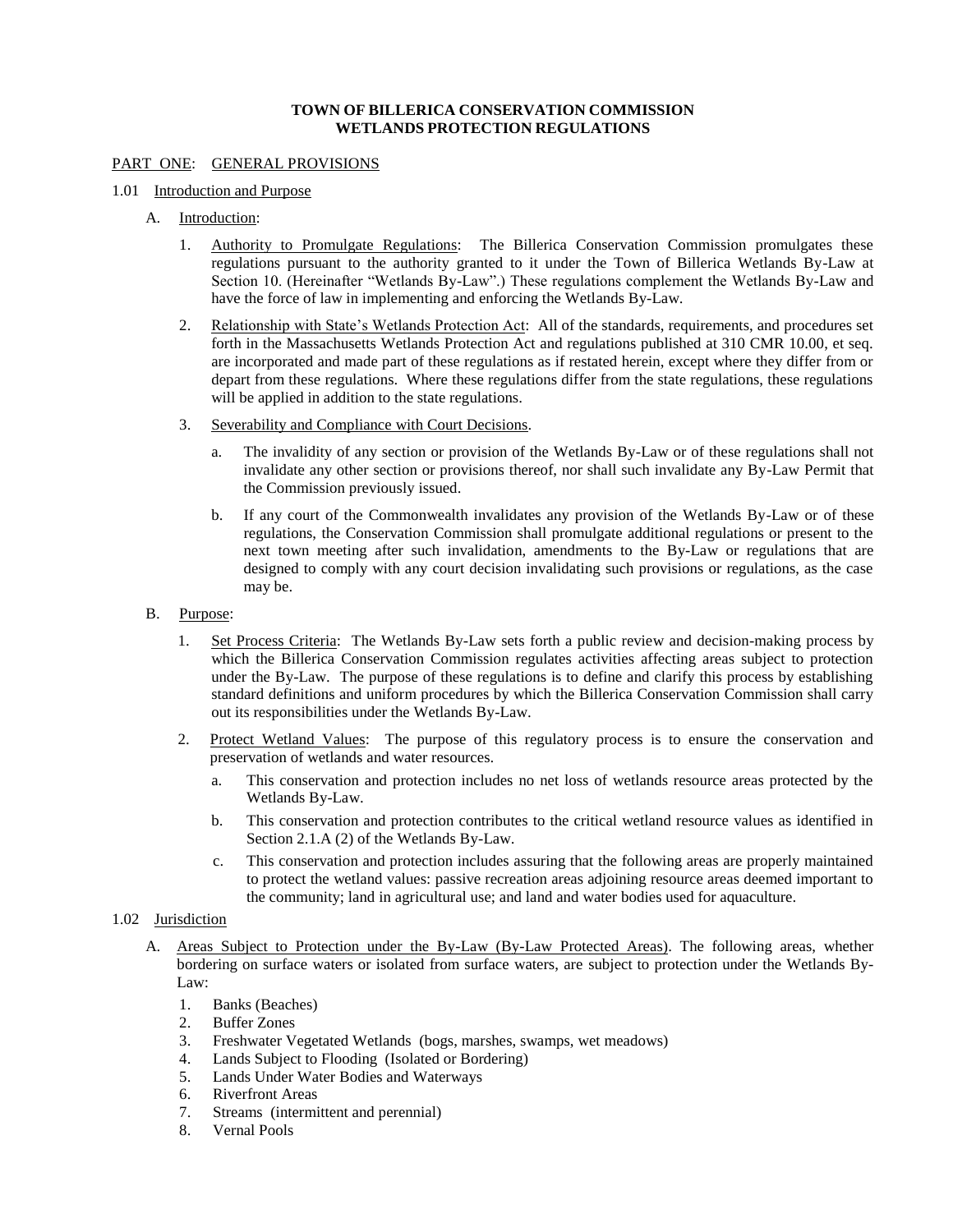# TOWN OF BILLERICA CONSERVATION COMMISSION
# WETLANDS PROTECTION REGULATIONS

## PART ONE: GENERAL PROVISIONS

### 1.01 Introduction and Purpose

A. Introduction:

1. Authority to Promulgate Regulations: The Billerica Conservation Commission promulgates these regulations pursuant to the authority granted to it under the Town of Billerica Wetlands By-Law at Section 10. (Hereinafter "Wetlands By-Law".) These regulations complement the Wetlands By-Law and have the force of law in implementing and enforcing the Wetlands By-Law.

2. Relationship with State's Wetlands Protection Act: All of the standards, requirements, and procedures set forth in the Massachusetts Wetlands Protection Act and regulations published at 310 CMR 10.00, et seq. are incorporated and made part of these regulations as if restated herein, except where they differ from or depart from these regulations. Where these regulations differ from the state regulations, these regulations will be applied in addition to the state regulations.

3. Severability and Compliance with Court Decisions.

   a. The invalidity of any section or provision of the Wetlands By-Law or of these regulations shall not invalidate any other section or provisions thereof, nor shall such invalidate any By-Law Permit that the Commission previously issued.

   b. If any court of the Commonwealth invalidates any provision of the Wetlands By-Law or of these regulations, the Conservation Commission shall promulgate additional regulations or present to the next town meeting after such invalidation, amendments to the By-Law or regulations that are designed to comply with any court decision invalidating such provisions or regulations, as the case may be.

B. Purpose:

1. Set Process Criteria: The Wetlands By-Law sets forth a public review and decision-making process by which the Billerica Conservation Commission regulates activities affecting areas subject to protection under the By-Law. The purpose of these regulations is to define and clarify this process by establishing standard definitions and uniform procedures by which the Billerica Conservation Commission shall carry out its responsibilities under the Wetlands By-Law.

2. Protect Wetland Values: The purpose of this regulatory process is to ensure the conservation and preservation of wetlands and water resources.

   a. This conservation and protection includes no net loss of wetlands resource areas protected by the Wetlands By-Law.

   b. This conservation and protection contributes to the critical wetland resource values as identified in Section 2.1.A (2) of the Wetlands By-Law.

   c. This conservation and protection includes assuring that the following areas are properly maintained to protect the wetland values: passive recreation areas adjoining resource areas deemed important to the community; land in agricultural use; and land and water bodies used for aquaculture.

### 1.02 Jurisdiction

A. Areas Subject to Protection under the By-Law (By-Law Protected Areas). The following areas, whether bordering on surface waters or isolated from surface waters, are subject to protection under the Wetlands By-Law:

1. Banks (Beaches)
2. Buffer Zones
3. Freshwater Vegetated Wetlands (bogs, marshes, swamps, wet meadows)
4. Lands Subject to Flooding (Isolated or Bordering)
5. Lands Under Water Bodies and Waterways
6. Riverfront Areas
7. Streams (intermittent and perennial)
8. Vernal Pools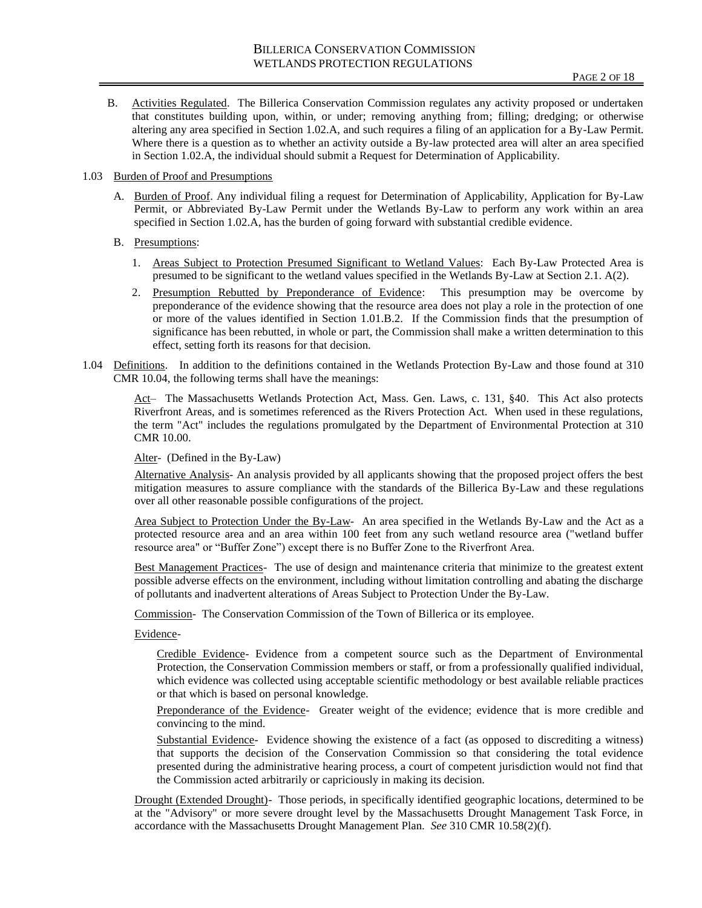B. Activities Regulated. The Billerica Conservation Commission regulates any activity proposed or undertaken that constitutes building upon, within, or under; removing anything from; filling; dredging; or otherwise altering any area specified in Section 1.02.A, and such requires a filing of an application for a By-Law Permit. Where there is a question as to whether an activity outside a By-law protected area will alter an area specified in Section 1.02.A, the individual should submit a Request for Determination of Applicability.

1.03 Burden of Proof and Presumptions

A. Burden of Proof. Any individual filing a request for Determination of Applicability, Application for By-Law Permit, or Abbreviated By-Law Permit under the Wetlands By-Law to perform any work within an area specified in Section 1.02.A, has the burden of going forward with substantial credible evidence.

B. Presumptions:

1. Areas Subject to Protection Presumed Significant to Wetland Values: Each By-Law Protected Area is presumed to be significant to the wetland values specified in the Wetlands By-Law at Section 2.1. A(2).
2. Presumption Rebutted by Preponderance of Evidence: This presumption may be overcome by preponderance of the evidence showing that the resource area does not play a role in the protection of one or more of the values identified in Section 1.01.B.2. If the Commission finds that the presumption of significance has been rebutted, in whole or part, the Commission shall make a written determination to this effect, setting forth its reasons for that decision.

1.04 Definitions. In addition to the definitions contained in the Wetlands Protection By-Law and those found at 310 CMR 10.04, the following terms shall have the meanings:

Act– The Massachusetts Wetlands Protection Act, Mass. Gen. Laws, c. 131, §40. This Act also protects Riverfront Areas, and is sometimes referenced as the Rivers Protection Act. When used in these regulations, the term "Act" includes the regulations promulgated by the Department of Environmental Protection at 310 CMR 10.00.

Alter- (Defined in the By-Law)

Alternative Analysis- An analysis provided by all applicants showing that the proposed project offers the best mitigation measures to assure compliance with the standards of the Billerica By-Law and these regulations over all other reasonable possible configurations of the project.

Area Subject to Protection Under the By-Law- An area specified in the Wetlands By-Law and the Act as a protected resource area and an area within 100 feet from any such wetland resource area ("wetland buffer resource area" or "Buffer Zone") except there is no Buffer Zone to the Riverfront Area.

Best Management Practices- The use of design and maintenance criteria that minimize to the greatest extent possible adverse effects on the environment, including without limitation controlling and abating the discharge of pollutants and inadvertent alterations of Areas Subject to Protection Under the By-Law.

Commission- The Conservation Commission of the Town of Billerica or its employee.

Evidence-

Credible Evidence- Evidence from a competent source such as the Department of Environmental Protection, the Conservation Commission members or staff, or from a professionally qualified individual, which evidence was collected using acceptable scientific methodology or best available reliable practices or that which is based on personal knowledge.

Preponderance of the Evidence- Greater weight of the evidence; evidence that is more credible and convincing to the mind.

Substantial Evidence- Evidence showing the existence of a fact (as opposed to discrediting a witness) that supports the decision of the Conservation Commission so that considering the total evidence presented during the administrative hearing process, a court of competent jurisdiction would not find that the Commission acted arbitrarily or capriciously in making its decision.

Drought (Extended Drought)- Those periods, in specifically identified geographic locations, determined to be at the "Advisory" or more severe drought level by the Massachusetts Drought Management Task Force, in accordance with the Massachusetts Drought Management Plan. *See* 310 CMR 10.58(2)(f).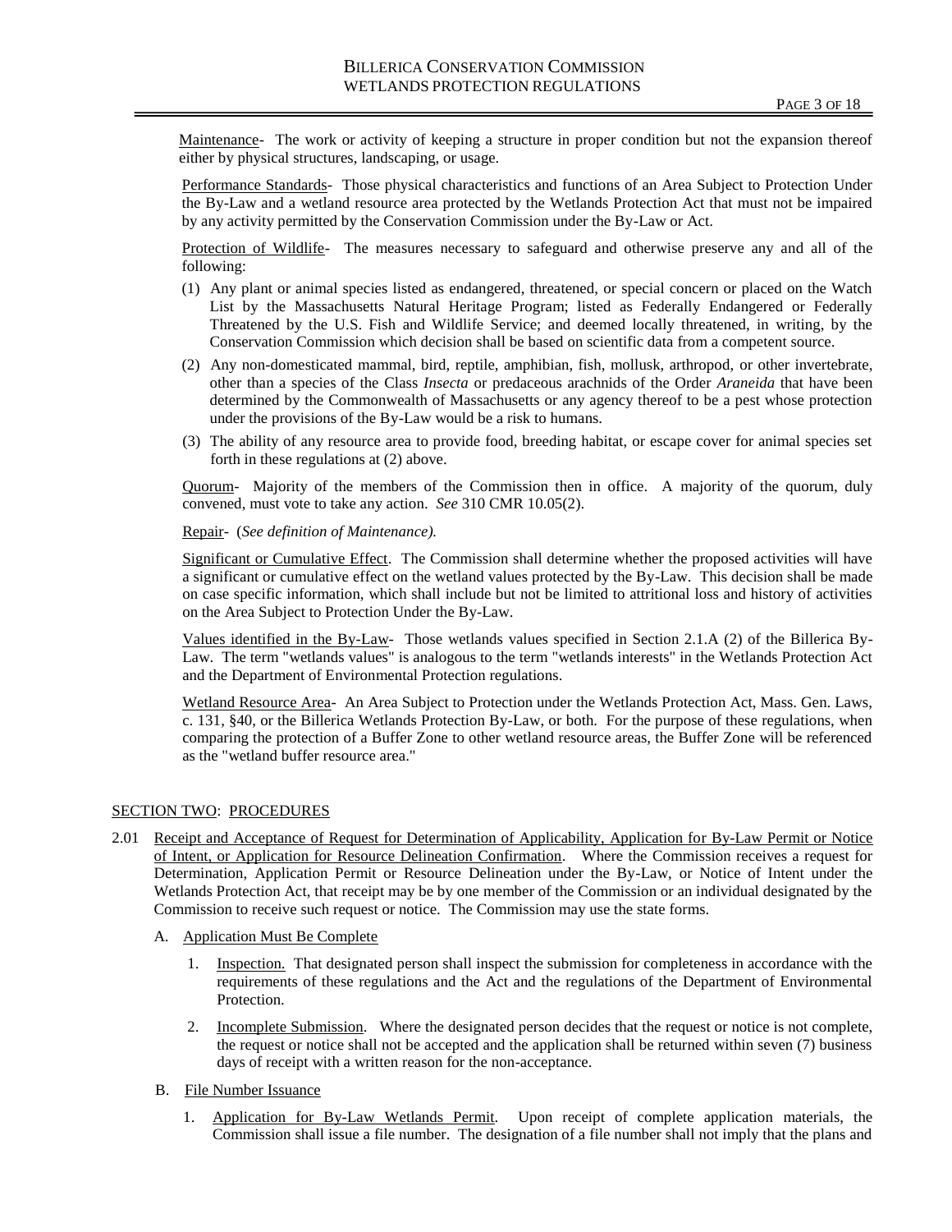Maintenance- The work or activity of keeping a structure in proper condition but not the expansion thereof either by physical structures, landscaping, or usage.

Performance Standards- Those physical characteristics and functions of an Area Subject to Protection Under the By-Law and a wetland resource area protected by the Wetlands Protection Act that must not be impaired by any activity permitted by the Conservation Commission under the By-Law or Act.

Protection of Wildlife- The measures necessary to safeguard and otherwise preserve any and all of the following:

(1) Any plant or animal species listed as endangered, threatened, or special concern or placed on the Watch List by the Massachusetts Natural Heritage Program; listed as Federally Endangered or Federally Threatened by the U.S. Fish and Wildlife Service; and deemed locally threatened, in writing, by the Conservation Commission which decision shall be based on scientific data from a competent source.

(2) Any non-domesticated mammal, bird, reptile, amphibian, fish, mollusk, arthropod, or other invertebrate, other than a species of the Class *Insecta* or predaceous arachnids of the Order *Araneida* that have been determined by the Commonwealth of Massachusetts or any agency thereof to be a pest whose protection under the provisions of the By-Law would be a risk to humans.

(3) The ability of any resource area to provide food, breeding habitat, or escape cover for animal species set forth in these regulations at (2) above.

Quorum- Majority of the members of the Commission then in office. A majority of the quorum, duly convened, must vote to take any action. *See* 310 CMR 10.05(2).

Repair- (*See definition of Maintenance).*

Significant or Cumulative Effect. The Commission shall determine whether the proposed activities will have a significant or cumulative effect on the wetland values protected by the By-Law. This decision shall be made on case specific information, which shall include but not be limited to attritional loss and history of activities on the Area Subject to Protection Under the By-Law.

Values identified in the By-Law- Those wetlands values specified in Section 2.1.A (2) of the Billerica By-Law. The term "wetlands values" is analogous to the term "wetlands interests" in the Wetlands Protection Act and the Department of Environmental Protection regulations.

Wetland Resource Area- An Area Subject to Protection under the Wetlands Protection Act, Mass. Gen. Laws, c. 131, §40, or the Billerica Wetlands Protection By-Law, or both. For the purpose of these regulations, when comparing the protection of a Buffer Zone to other wetland resource areas, the Buffer Zone will be referenced as the "wetland buffer resource area."

## SECTION TWO: PROCEDURES

2.01 Receipt and Acceptance of Request for Determination of Applicability, Application for By-Law Permit or Notice of Intent, or Application for Resource Delineation Confirmation. Where the Commission receives a request for Determination, Application Permit or Resource Delineation under the By-Law, or Notice of Intent under the Wetlands Protection Act, that receipt may be by one member of the Commission or an individual designated by the Commission to receive such request or notice. The Commission may use the state forms.

A. Application Must Be Complete

1. Inspection. That designated person shall inspect the submission for completeness in accordance with the requirements of these regulations and the Act and the regulations of the Department of Environmental Protection.

2. Incomplete Submission. Where the designated person decides that the request or notice is not complete, the request or notice shall not be accepted and the application shall be returned within seven (7) business days of receipt with a written reason for the non-acceptance.

B. File Number Issuance

1. Application for By-Law Wetlands Permit. Upon receipt of complete application materials, the Commission shall issue a file number. The designation of a file number shall not imply that the plans and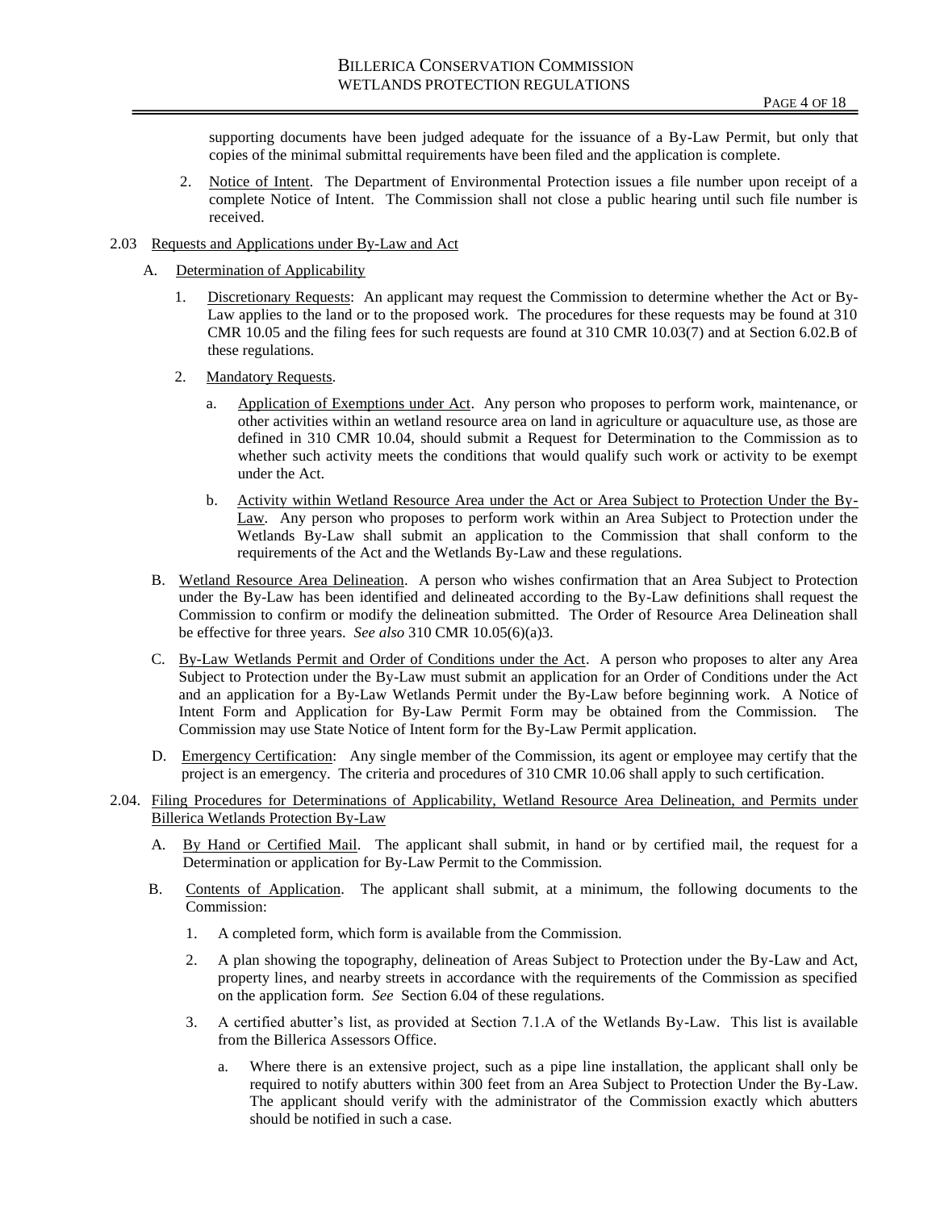supporting documents have been judged adequate for the issuance of a By-Law Permit, but only that copies of the minimal submittal requirements have been filed and the application is complete.

2. Notice of Intent. The Department of Environmental Protection issues a file number upon receipt of a complete Notice of Intent. The Commission shall not close a public hearing until such file number is received.

2.03 Requests and Applications under By-Law and Act

A. Determination of Applicability

1. Discretionary Requests: An applicant may request the Commission to determine whether the Act or By-Law applies to the land or to the proposed work. The procedures for these requests may be found at 310 CMR 10.05 and the filing fees for such requests are found at 310 CMR 10.03(7) and at Section 6.02.B of these regulations.

2. Mandatory Requests.

a. Application of Exemptions under Act. Any person who proposes to perform work, maintenance, or other activities within an wetland resource area on land in agriculture or aquaculture use, as those are defined in 310 CMR 10.04, should submit a Request for Determination to the Commission as to whether such activity meets the conditions that would qualify such work or activity to be exempt under the Act.

b. Activity within Wetland Resource Area under the Act or Area Subject to Protection Under the By-Law. Any person who proposes to perform work within an Area Subject to Protection under the Wetlands By-Law shall submit an application to the Commission that shall conform to the requirements of the Act and the Wetlands By-Law and these regulations.

B. Wetland Resource Area Delineation. A person who wishes confirmation that an Area Subject to Protection under the By-Law has been identified and delineated according to the By-Law definitions shall request the Commission to confirm or modify the delineation submitted. The Order of Resource Area Delineation shall be effective for three years. *See also* 310 CMR 10.05(6)(a)3.

C. By-Law Wetlands Permit and Order of Conditions under the Act. A person who proposes to alter any Area Subject to Protection under the By-Law must submit an application for an Order of Conditions under the Act and an application for a By-Law Wetlands Permit under the By-Law before beginning work. A Notice of Intent Form and Application for By-Law Permit Form may be obtained from the Commission. The Commission may use State Notice of Intent form for the By-Law Permit application.

D. Emergency Certification: Any single member of the Commission, its agent or employee may certify that the project is an emergency. The criteria and procedures of 310 CMR 10.06 shall apply to such certification.

2.04. Filing Procedures for Determinations of Applicability, Wetland Resource Area Delineation, and Permits under Billerica Wetlands Protection By-Law

A. By Hand or Certified Mail. The applicant shall submit, in hand or by certified mail, the request for a Determination or application for By-Law Permit to the Commission.

B. Contents of Application. The applicant shall submit, at a minimum, the following documents to the Commission:

1. A completed form, which form is available from the Commission.

2. A plan showing the topography, delineation of Areas Subject to Protection under the By-Law and Act, property lines, and nearby streets in accordance with the requirements of the Commission as specified on the application form. *See* Section 6.04 of these regulations.

3. A certified abutter's list, as provided at Section 7.1.A of the Wetlands By-Law. This list is available from the Billerica Assessors Office.

a. Where there is an extensive project, such as a pipe line installation, the applicant shall only be required to notify abutters within 300 feet from an Area Subject to Protection Under the By-Law. The applicant should verify with the administrator of the Commission exactly which abutters should be notified in such a case.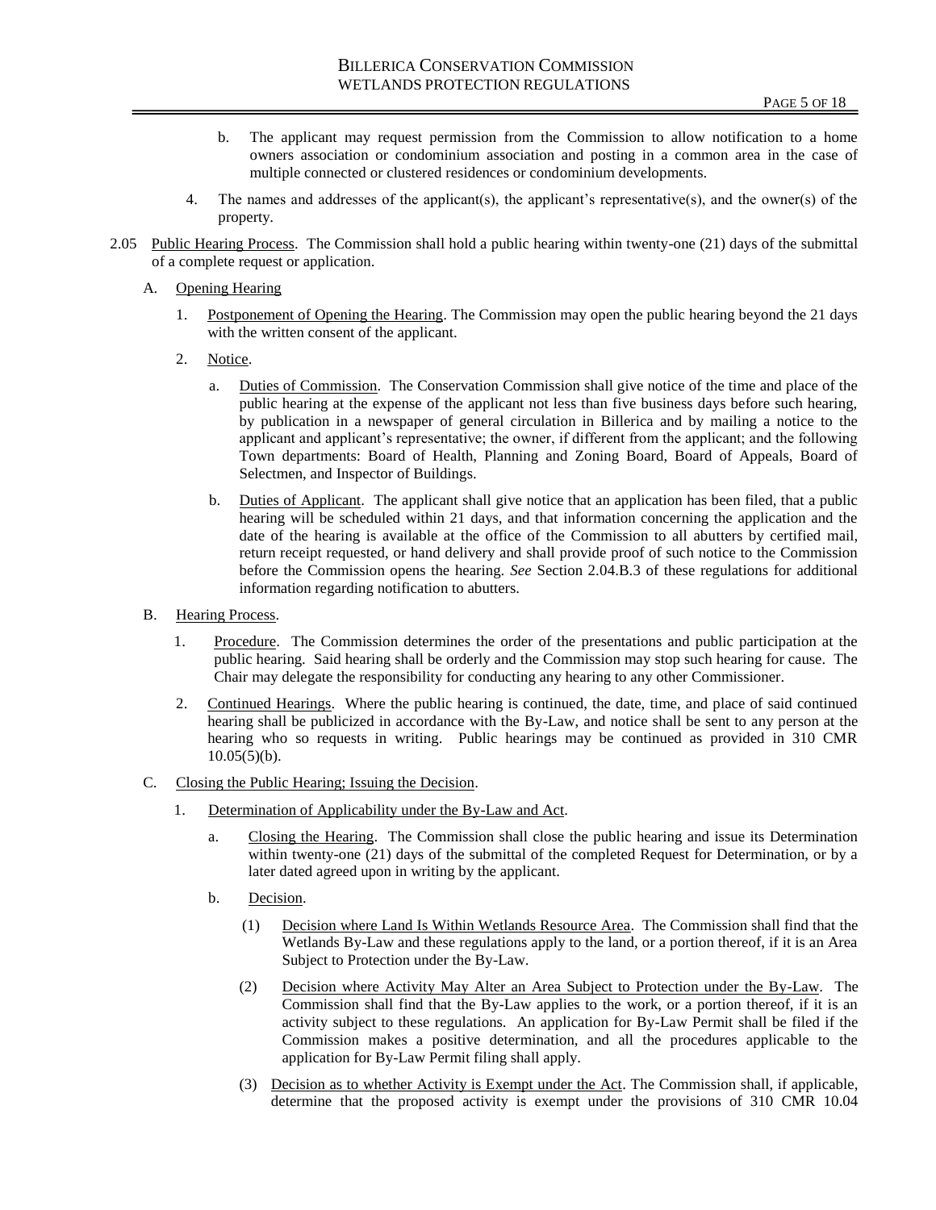b. The applicant may request permission from the Commission to allow notification to a home owners association or condominium association and posting in a common area in the case of multiple connected or clustered residences or condominium developments.

4. The names and addresses of the applicant(s), the applicant's representative(s), and the owner(s) of the property.

2.05 Public Hearing Process. The Commission shall hold a public hearing within twenty-one (21) days of the submittal of a complete request or application.

A. Opening Hearing

1. Postponement of Opening the Hearing. The Commission may open the public hearing beyond the 21 days with the written consent of the applicant.

2. Notice.

a. Duties of Commission. The Conservation Commission shall give notice of the time and place of the public hearing at the expense of the applicant not less than five business days before such hearing, by publication in a newspaper of general circulation in Billerica and by mailing a notice to the applicant and applicant's representative; the owner, if different from the applicant; and the following Town departments: Board of Health, Planning and Zoning Board, Board of Appeals, Board of Selectmen, and Inspector of Buildings.

b. Duties of Applicant. The applicant shall give notice that an application has been filed, that a public hearing will be scheduled within 21 days, and that information concerning the application and the date of the hearing is available at the office of the Commission to all abutters by certified mail, return receipt requested, or hand delivery and shall provide proof of such notice to the Commission before the Commission opens the hearing. *See* Section 2.04.B.3 of these regulations for additional information regarding notification to abutters.

B. Hearing Process.

1. Procedure. The Commission determines the order of the presentations and public participation at the public hearing. Said hearing shall be orderly and the Commission may stop such hearing for cause. The Chair may delegate the responsibility for conducting any hearing to any other Commissioner.

2. Continued Hearings. Where the public hearing is continued, the date, time, and place of said continued hearing shall be publicized in accordance with the By-Law, and notice shall be sent to any person at the hearing who so requests in writing. Public hearings may be continued as provided in 310 CMR 10.05(5)(b).

C. Closing the Public Hearing; Issuing the Decision.

1. Determination of Applicability under the By-Law and Act.

a. Closing the Hearing. The Commission shall close the public hearing and issue its Determination within twenty-one (21) days of the submittal of the completed Request for Determination, or by a later dated agreed upon in writing by the applicant.

b. Decision.

(1) Decision where Land Is Within Wetlands Resource Area. The Commission shall find that the Wetlands By-Law and these regulations apply to the land, or a portion thereof, if it is an Area Subject to Protection under the By-Law.

(2) Decision where Activity May Alter an Area Subject to Protection under the By-Law. The Commission shall find that the By-Law applies to the work, or a portion thereof, if it is an activity subject to these regulations. An application for By-Law Permit shall be filed if the Commission makes a positive determination, and all the procedures applicable to the application for By-Law Permit filing shall apply.

(3) Decision as to whether Activity is Exempt under the Act. The Commission shall, if applicable, determine that the proposed activity is exempt under the provisions of 310 CMR 10.04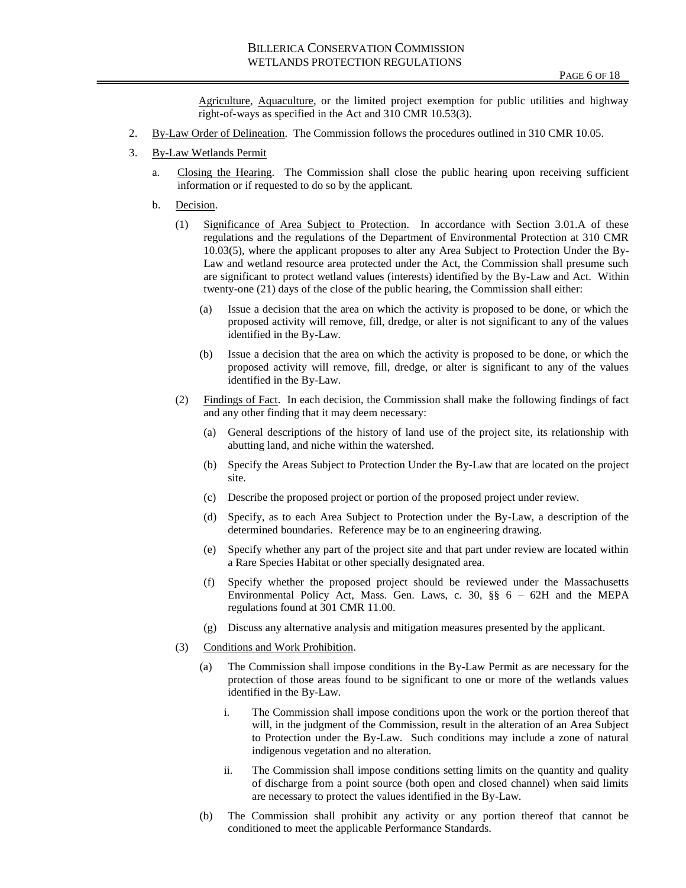Agriculture, Aquaculture, or the limited project exemption for public utilities and highway right-of-ways as specified in the Act and 310 CMR 10.53(3).

2. By-Law Order of Delineation. The Commission follows the procedures outlined in 310 CMR 10.05.

3. By-Law Wetlands Permit

   a. Closing the Hearing. The Commission shall close the public hearing upon receiving sufficient information or if requested to do so by the applicant.

   b. Decision.

      (1) Significance of Area Subject to Protection. In accordance with Section 3.01.A of these regulations and the regulations of the Department of Environmental Protection at 310 CMR 10.03(5), where the applicant proposes to alter any Area Subject to Protection Under the By-Law and wetland resource area protected under the Act, the Commission shall presume such are significant to protect wetland values (interests) identified by the By-Law and Act. Within twenty-one (21) days of the close of the public hearing, the Commission shall either:

         (a) Issue a decision that the area on which the activity is proposed to be done, or which the proposed activity will remove, fill, dredge, or alter is not significant to any of the values identified in the By-Law.

         (b) Issue a decision that the area on which the activity is proposed to be done, or which the proposed activity will remove, fill, dredge, or alter is significant to any of the values identified in the By-Law.

      (2) Findings of Fact. In each decision, the Commission shall make the following findings of fact and any other finding that it may deem necessary:

         (a) General descriptions of the history of land use of the project site, its relationship with abutting land, and niche within the watershed.

         (b) Specify the Areas Subject to Protection Under the By-Law that are located on the project site.

         (c) Describe the proposed project or portion of the proposed project under review.

         (d) Specify, as to each Area Subject to Protection under the By-Law, a description of the determined boundaries. Reference may be to an engineering drawing.

         (e) Specify whether any part of the project site and that part under review are located within a Rare Species Habitat or other specially designated area.

         (f) Specify whether the proposed project should be reviewed under the Massachusetts Environmental Policy Act, Mass. Gen. Laws, c. 30, §§ 6 – 62H and the MEPA regulations found at 301 CMR 11.00.

         (g) Discuss any alternative analysis and mitigation measures presented by the applicant.

      (3) Conditions and Work Prohibition.

         (a) The Commission shall impose conditions in the By-Law Permit as are necessary for the protection of those areas found to be significant to one or more of the wetlands values identified in the By-Law.

            i. The Commission shall impose conditions upon the work or the portion thereof that will, in the judgment of the Commission, result in the alteration of an Area Subject to Protection under the By-Law. Such conditions may include a zone of natural indigenous vegetation and no alteration.

            ii. The Commission shall impose conditions setting limits on the quantity and quality of discharge from a point source (both open and closed channel) when said limits are necessary to protect the values identified in the By-Law.

         (b) The Commission shall prohibit any activity or any portion thereof that cannot be conditioned to meet the applicable Performance Standards.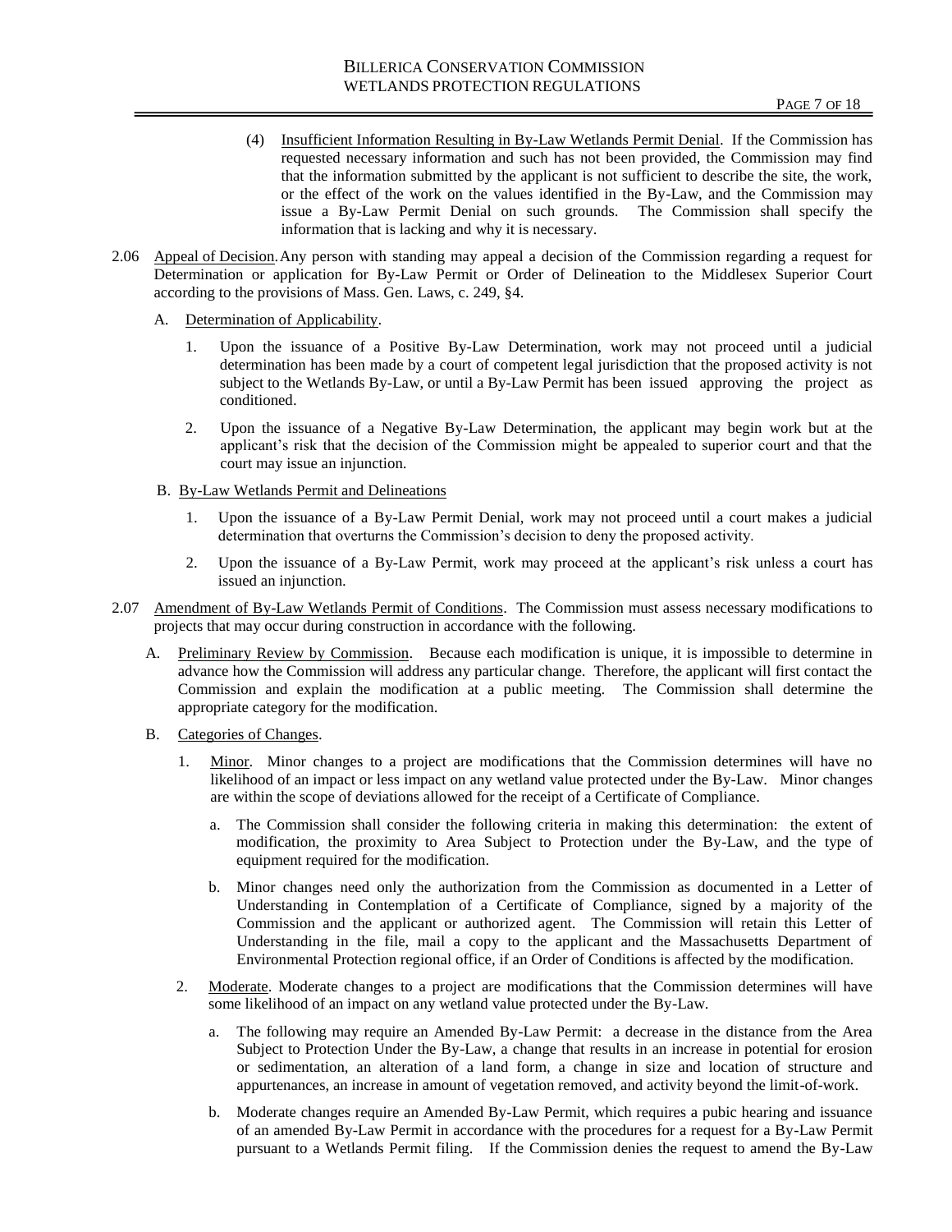(4) <u>Insufficient Information Resulting in By-Law Wetlands Permit Denial</u>. If the Commission has requested necessary information and such has not been provided, the Commission may find that the information submitted by the applicant is not sufficient to describe the site, the work, or the effect of the work on the values identified in the By-Law, and the Commission may issue a By-Law Permit Denial on such grounds. The Commission shall specify the information that is lacking and why it is necessary.

2.06 <u>Appeal of Decision</u>. Any person with standing may appeal a decision of the Commission regarding a request for Determination or application for By-Law Permit or Order of Delineation to the Middlesex Superior Court according to the provisions of Mass. Gen. Laws, c. 249, §4.

A. <u>Determination of Applicability</u>.

1. Upon the issuance of a Positive By-Law Determination, work may not proceed until a judicial determination has been made by a court of competent legal jurisdiction that the proposed activity is not subject to the Wetlands By-Law, or until a By-Law Permit has been issued approving the project as conditioned.

2. Upon the issuance of a Negative By-Law Determination, the applicant may begin work but at the applicant's risk that the decision of the Commission might be appealed to superior court and that the court may issue an injunction.

B. <u>By-Law Wetlands Permit and Delineations</u>

1. Upon the issuance of a By-Law Permit Denial, work may not proceed until a court makes a judicial determination that overturns the Commission's decision to deny the proposed activity.

2. Upon the issuance of a By-Law Permit, work may proceed at the applicant's risk unless a court has issued an injunction.

2.07 <u>Amendment of By-Law Wetlands Permit of Conditions</u>. The Commission must assess necessary modifications to projects that may occur during construction in accordance with the following.

A. <u>Preliminary Review by Commission</u>. Because each modification is unique, it is impossible to determine in advance how the Commission will address any particular change. Therefore, the applicant will first contact the Commission and explain the modification at a public meeting. The Commission shall determine the appropriate category for the modification.

B. <u>Categories of Changes</u>.

1. <u>Minor</u>. Minor changes to a project are modifications that the Commission determines will have no likelihood of an impact or less impact on any wetland value protected under the By-Law. Minor changes are within the scope of deviations allowed for the receipt of a Certificate of Compliance.

a. The Commission shall consider the following criteria in making this determination: the extent of modification, the proximity to Area Subject to Protection under the By-Law, and the type of equipment required for the modification.

b. Minor changes need only the authorization from the Commission as documented in a Letter of Understanding in Contemplation of a Certificate of Compliance, signed by a majority of the Commission and the applicant or authorized agent. The Commission will retain this Letter of Understanding in the file, mail a copy to the applicant and the Massachusetts Department of Environmental Protection regional office, if an Order of Conditions is affected by the modification.

2. <u>Moderate</u>. Moderate changes to a project are modifications that the Commission determines will have some likelihood of an impact on any wetland value protected under the By-Law.

a. The following may require an Amended By-Law Permit: a decrease in the distance from the Area Subject to Protection Under the By-Law, a change that results in an increase in potential for erosion or sedimentation, an alteration of a land form, a change in size and location of structure and appurtenances, an increase in amount of vegetation removed, and activity beyond the limit-of-work.

b. Moderate changes require an Amended By-Law Permit, which requires a pubic hearing and issuance of an amended By-Law Permit in accordance with the procedures for a request for a By-Law Permit pursuant to a Wetlands Permit filing. If the Commission denies the request to amend the By-Law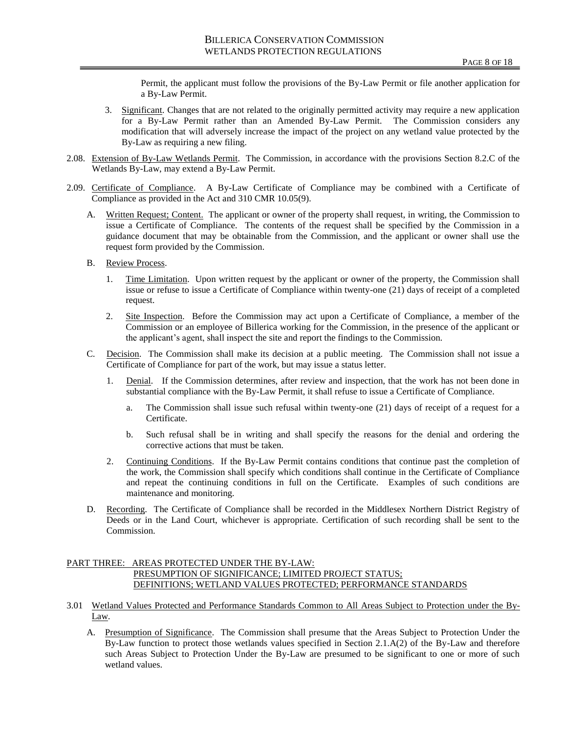Permit, the applicant must follow the provisions of the By-Law Permit or file another application for a By-Law Permit.

3. Significant. Changes that are not related to the originally permitted activity may require a new application for a By-Law Permit rather than an Amended By-Law Permit. The Commission considers any modification that will adversely increase the impact of the project on any wetland value protected by the By-Law as requiring a new filing.

2.08. Extension of By-Law Wetlands Permit. The Commission, in accordance with the provisions Section 8.2.C of the Wetlands By-Law, may extend a By-Law Permit.

2.09. Certificate of Compliance. A By-Law Certificate of Compliance may be combined with a Certificate of Compliance as provided in the Act and 310 CMR 10.05(9).

A. Written Request; Content. The applicant or owner of the property shall request, in writing, the Commission to issue a Certificate of Compliance. The contents of the request shall be specified by the Commission in a guidance document that may be obtainable from the Commission, and the applicant or owner shall use the request form provided by the Commission.

B. Review Process.

1. Time Limitation. Upon written request by the applicant or owner of the property, the Commission shall issue or refuse to issue a Certificate of Compliance within twenty-one (21) days of receipt of a completed request.

2. Site Inspection. Before the Commission may act upon a Certificate of Compliance, a member of the Commission or an employee of Billerica working for the Commission, in the presence of the applicant or the applicant's agent, shall inspect the site and report the findings to the Commission.

C. Decision. The Commission shall make its decision at a public meeting. The Commission shall not issue a Certificate of Compliance for part of the work, but may issue a status letter.

1. Denial. If the Commission determines, after review and inspection, that the work has not been done in substantial compliance with the By-Law Permit, it shall refuse to issue a Certificate of Compliance.

a. The Commission shall issue such refusal within twenty-one (21) days of receipt of a request for a Certificate.

b. Such refusal shall be in writing and shall specify the reasons for the denial and ordering the corrective actions that must be taken.

2. Continuing Conditions. If the By-Law Permit contains conditions that continue past the completion of the work, the Commission shall specify which conditions shall continue in the Certificate of Compliance and repeat the continuing conditions in full on the Certificate. Examples of such conditions are maintenance and monitoring.

D. Recording. The Certificate of Compliance shall be recorded in the Middlesex Northern District Registry of Deeds or in the Land Court, whichever is appropriate. Certification of such recording shall be sent to the Commission.

## PART THREE: AREAS PROTECTED UNDER THE BY-LAW: PRESUMPTION OF SIGNIFICANCE; LIMITED PROJECT STATUS; DEFINITIONS; WETLAND VALUES PROTECTED; PERFORMANCE STANDARDS

3.01 Wetland Values Protected and Performance Standards Common to All Areas Subject to Protection under the By-Law.

A. Presumption of Significance. The Commission shall presume that the Areas Subject to Protection Under the By-Law function to protect those wetlands values specified in Section 2.1.A(2) of the By-Law and therefore such Areas Subject to Protection Under the By-Law are presumed to be significant to one or more of such wetland values.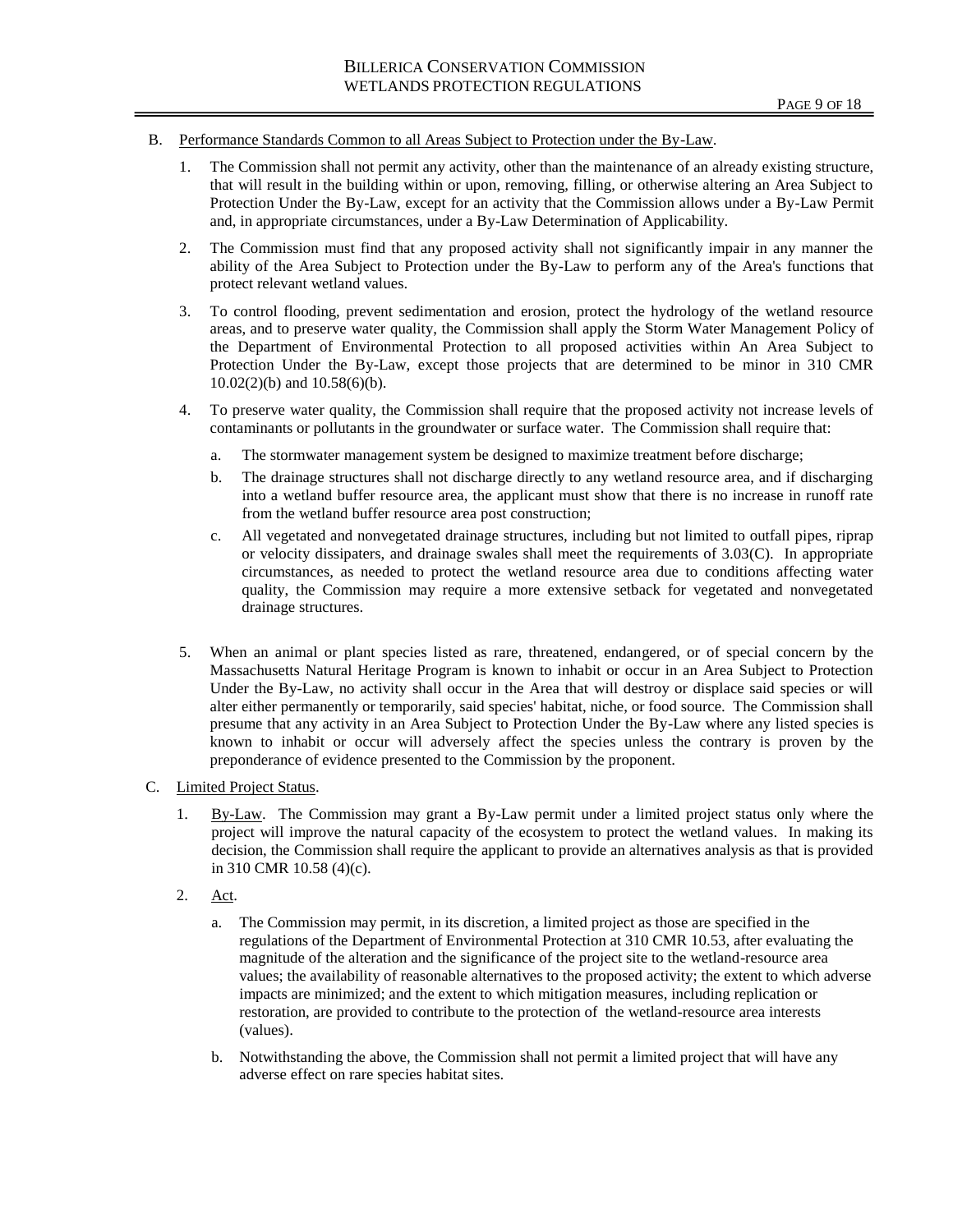B. Performance Standards Common to all Areas Subject to Protection under the By-Law.

1. The Commission shall not permit any activity, other than the maintenance of an already existing structure, that will result in the building within or upon, removing, filling, or otherwise altering an Area Subject to Protection Under the By-Law, except for an activity that the Commission allows under a By-Law Permit and, in appropriate circumstances, under a By-Law Determination of Applicability.

2. The Commission must find that any proposed activity shall not significantly impair in any manner the ability of the Area Subject to Protection under the By-Law to perform any of the Area's functions that protect relevant wetland values.

3. To control flooding, prevent sedimentation and erosion, protect the hydrology of the wetland resource areas, and to preserve water quality, the Commission shall apply the Storm Water Management Policy of the Department of Environmental Protection to all proposed activities within An Area Subject to Protection Under the By-Law, except those projects that are determined to be minor in 310 CMR 10.02(2)(b) and 10.58(6)(b).

4. To preserve water quality, the Commission shall require that the proposed activity not increase levels of contaminants or pollutants in the groundwater or surface water. The Commission shall require that:

   a. The stormwater management system be designed to maximize treatment before discharge;

   b. The drainage structures shall not discharge directly to any wetland resource area, and if discharging into a wetland buffer resource area, the applicant must show that there is no increase in runoff rate from the wetland buffer resource area post construction;

   c. All vegetated and nonvegetated drainage structures, including but not limited to outfall pipes, riprap or velocity dissipaters, and drainage swales shall meet the requirements of 3.03(C). In appropriate circumstances, as needed to protect the wetland resource area due to conditions affecting water quality, the Commission may require a more extensive setback for vegetated and nonvegetated drainage structures.

5. When an animal or plant species listed as rare, threatened, endangered, or of special concern by the Massachusetts Natural Heritage Program is known to inhabit or occur in an Area Subject to Protection Under the By-Law, no activity shall occur in the Area that will destroy or displace said species or will alter either permanently or temporarily, said species' habitat, niche, or food source. The Commission shall presume that any activity in an Area Subject to Protection Under the By-Law where any listed species is known to inhabit or occur will adversely affect the species unless the contrary is proven by the preponderance of evidence presented to the Commission by the proponent.

C. Limited Project Status.

1. By-Law. The Commission may grant a By-Law permit under a limited project status only where the project will improve the natural capacity of the ecosystem to protect the wetland values. In making its decision, the Commission shall require the applicant to provide an alternatives analysis as that is provided in 310 CMR 10.58 (4)(c).

2. Act.

   a. The Commission may permit, in its discretion, a limited project as those are specified in the regulations of the Department of Environmental Protection at 310 CMR 10.53, after evaluating the magnitude of the alteration and the significance of the project site to the wetland-resource area values; the availability of reasonable alternatives to the proposed activity; the extent to which adverse impacts are minimized; and the extent to which mitigation measures, including replication or restoration, are provided to contribute to the protection of the wetland-resource area interests (values).

   b. Notwithstanding the above, the Commission shall not permit a limited project that will have any adverse effect on rare species habitat sites.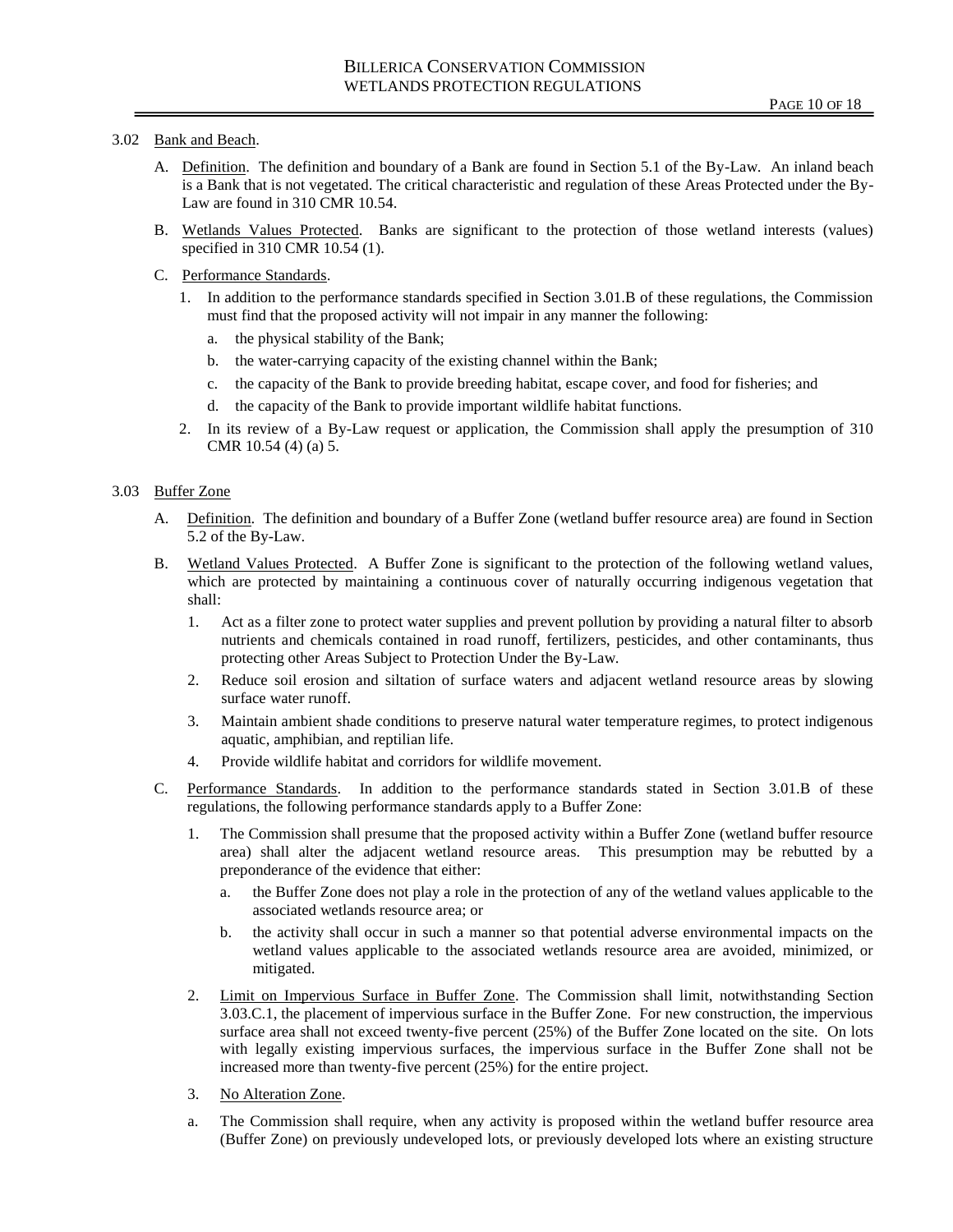3.02 Bank and Beach.

A. Definition. The definition and boundary of a Bank are found in Section 5.1 of the By-Law. An inland beach is a Bank that is not vegetated. The critical characteristic and regulation of these Areas Protected under the By-Law are found in 310 CMR 10.54.

B. Wetlands Values Protected. Banks are significant to the protection of those wetland interests (values) specified in 310 CMR 10.54 (1).

C. Performance Standards.

1. In addition to the performance standards specified in Section 3.01.B of these regulations, the Commission must find that the proposed activity will not impair in any manner the following:

   a. the physical stability of the Bank;

   b. the water-carrying capacity of the existing channel within the Bank;

   c. the capacity of the Bank to provide breeding habitat, escape cover, and food for fisheries; and

   d. the capacity of the Bank to provide important wildlife habitat functions.

2. In its review of a By-Law request or application, the Commission shall apply the presumption of 310 CMR 10.54 (4) (a) 5.

3.03 Buffer Zone

A. Definition. The definition and boundary of a Buffer Zone (wetland buffer resource area) are found in Section 5.2 of the By-Law.

B. Wetland Values Protected. A Buffer Zone is significant to the protection of the following wetland values, which are protected by maintaining a continuous cover of naturally occurring indigenous vegetation that shall:

1. Act as a filter zone to protect water supplies and prevent pollution by providing a natural filter to absorb nutrients and chemicals contained in road runoff, fertilizers, pesticides, and other contaminants, thus protecting other Areas Subject to Protection Under the By-Law.

2. Reduce soil erosion and siltation of surface waters and adjacent wetland resource areas by slowing surface water runoff.

3. Maintain ambient shade conditions to preserve natural water temperature regimes, to protect indigenous aquatic, amphibian, and reptilian life.

4. Provide wildlife habitat and corridors for wildlife movement.

C. Performance Standards. In addition to the performance standards stated in Section 3.01.B of these regulations, the following performance standards apply to a Buffer Zone:

1. The Commission shall presume that the proposed activity within a Buffer Zone (wetland buffer resource area) shall alter the adjacent wetland resource areas. This presumption may be rebutted by a preponderance of the evidence that either:

   a. the Buffer Zone does not play a role in the protection of any of the wetland values applicable to the associated wetlands resource area; or

   b. the activity shall occur in such a manner so that potential adverse environmental impacts on the wetland values applicable to the associated wetlands resource area are avoided, minimized, or mitigated.

2. Limit on Impervious Surface in Buffer Zone. The Commission shall limit, notwithstanding Section 3.03.C.1, the placement of impervious surface in the Buffer Zone. For new construction, the impervious surface area shall not exceed twenty-five percent (25%) of the Buffer Zone located on the site. On lots with legally existing impervious surfaces, the impervious surface in the Buffer Zone shall not be increased more than twenty-five percent (25%) for the entire project.

3. No Alteration Zone.

a. The Commission shall require, when any activity is proposed within the wetland buffer resource area (Buffer Zone) on previously undeveloped lots, or previously developed lots where an existing structure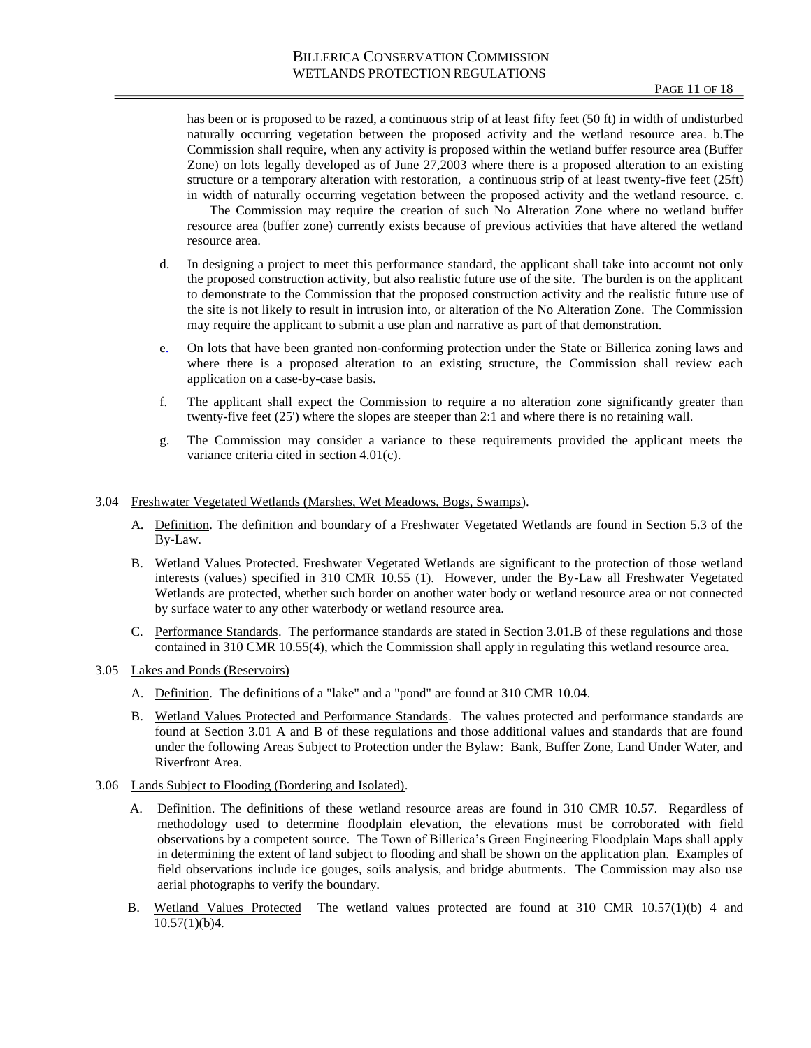has been or is proposed to be razed, a continuous strip of at least fifty feet (50 ft) in width of undisturbed naturally occurring vegetation between the proposed activity and the wetland resource area. b.The Commission shall require, when any activity is proposed within the wetland buffer resource area (Buffer Zone) on lots legally developed as of June 27,2003 where there is a proposed alteration to an existing structure or a temporary alteration with restoration, a continuous strip of at least twenty-five feet (25ft) in width of naturally occurring vegetation between the proposed activity and the wetland resource. c. The Commission may require the creation of such No Alteration Zone where no wetland buffer resource area (buffer zone) currently exists because of previous activities that have altered the wetland resource area.

d. In designing a project to meet this performance standard, the applicant shall take into account not only the proposed construction activity, but also realistic future use of the site. The burden is on the applicant to demonstrate to the Commission that the proposed construction activity and the realistic future use of the site is not likely to result in intrusion into, or alteration of the No Alteration Zone. The Commission may require the applicant to submit a use plan and narrative as part of that demonstration.

e. On lots that have been granted non-conforming protection under the State or Billerica zoning laws and where there is a proposed alteration to an existing structure, the Commission shall review each application on a case-by-case basis.

f. The applicant shall expect the Commission to require a no alteration zone significantly greater than twenty-five feet (25') where the slopes are steeper than 2:1 and where there is no retaining wall.

g. The Commission may consider a variance to these requirements provided the applicant meets the variance criteria cited in section 4.01(c).

3.04 Freshwater Vegetated Wetlands (Marshes, Wet Meadows, Bogs, Swamps).

A. Definition. The definition and boundary of a Freshwater Vegetated Wetlands are found in Section 5.3 of the By-Law.

B. Wetland Values Protected. Freshwater Vegetated Wetlands are significant to the protection of those wetland interests (values) specified in 310 CMR 10.55 (1). However, under the By-Law all Freshwater Vegetated Wetlands are protected, whether such border on another water body or wetland resource area or not connected by surface water to any other waterbody or wetland resource area.

C. Performance Standards. The performance standards are stated in Section 3.01.B of these regulations and those contained in 310 CMR 10.55(4), which the Commission shall apply in regulating this wetland resource area.

3.05 Lakes and Ponds (Reservoirs)

A. Definition. The definitions of a "lake" and a "pond" are found at 310 CMR 10.04.

B. Wetland Values Protected and Performance Standards. The values protected and performance standards are found at Section 3.01 A and B of these regulations and those additional values and standards that are found under the following Areas Subject to Protection under the Bylaw: Bank, Buffer Zone, Land Under Water, and Riverfront Area.

3.06 Lands Subject to Flooding (Bordering and Isolated).

A. Definition. The definitions of these wetland resource areas are found in 310 CMR 10.57. Regardless of methodology used to determine floodplain elevation, the elevations must be corroborated with field observations by a competent source. The Town of Billerica's Green Engineering Floodplain Maps shall apply in determining the extent of land subject to flooding and shall be shown on the application plan. Examples of field observations include ice gouges, soils analysis, and bridge abutments. The Commission may also use aerial photographs to verify the boundary.

B. Wetland Values Protected The wetland values protected are found at 310 CMR 10.57(1)(b) 4 and 10.57(1)(b)4.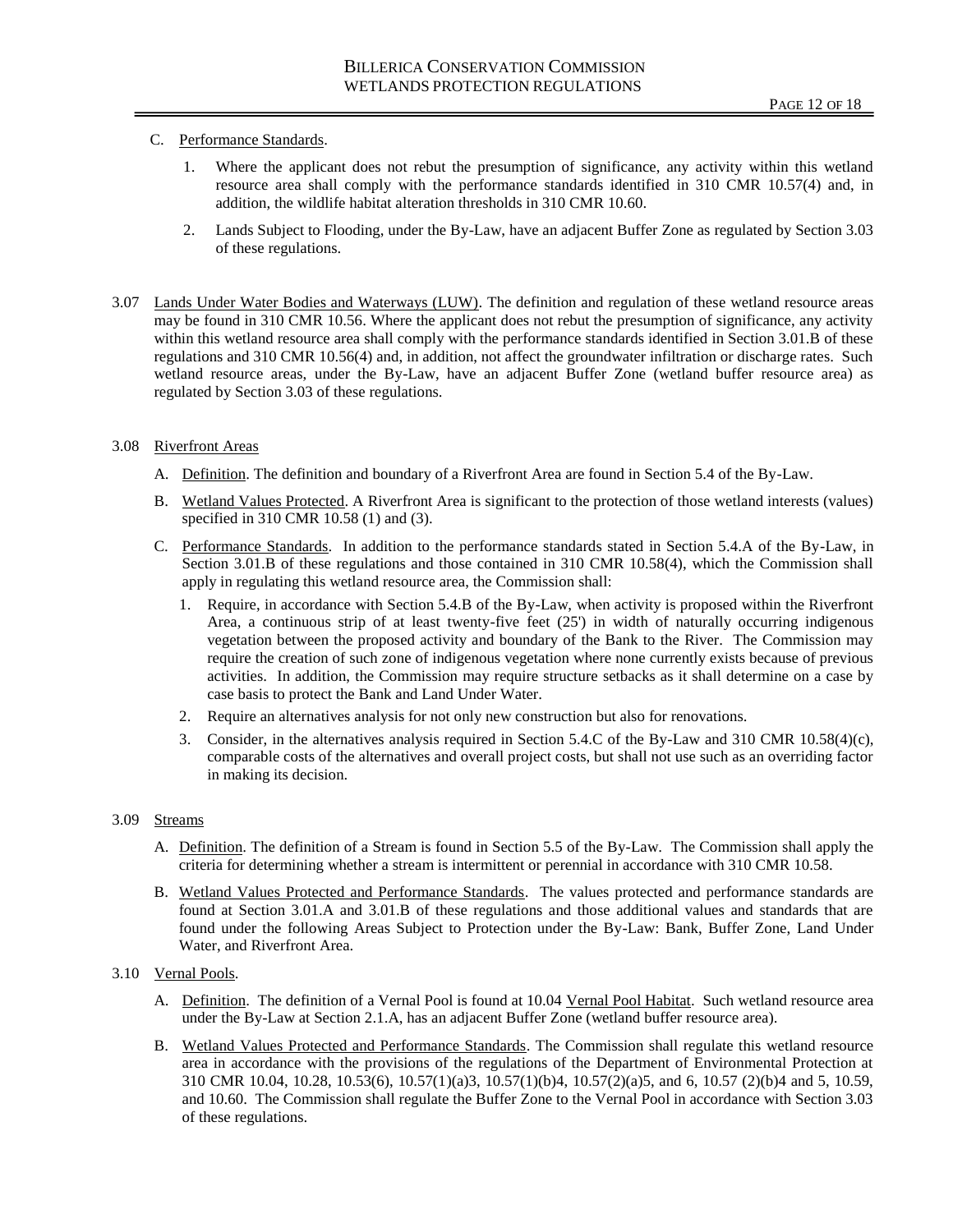C. Performance Standards.

   1. Where the applicant does not rebut the presumption of significance, any activity within this wetland resource area shall comply with the performance standards identified in 310 CMR 10.57(4) and, in addition, the wildlife habitat alteration thresholds in 310 CMR 10.60.

   2. Lands Subject to Flooding, under the By-Law, have an adjacent Buffer Zone as regulated by Section 3.03 of these regulations.

3.07 Lands Under Water Bodies and Waterways (LUW). The definition and regulation of these wetland resource areas may be found in 310 CMR 10.56. Where the applicant does not rebut the presumption of significance, any activity within this wetland resource area shall comply with the performance standards identified in Section 3.01.B of these regulations and 310 CMR 10.56(4) and, in addition, not affect the groundwater infiltration or discharge rates. Such wetland resource areas, under the By-Law, have an adjacent Buffer Zone (wetland buffer resource area) as regulated by Section 3.03 of these regulations.

3.08 Riverfront Areas

A. Definition. The definition and boundary of a Riverfront Area are found in Section 5.4 of the By-Law.

B. Wetland Values Protected. A Riverfront Area is significant to the protection of those wetland interests (values) specified in 310 CMR 10.58 (1) and (3).

C. Performance Standards. In addition to the performance standards stated in Section 5.4.A of the By-Law, in Section 3.01.B of these regulations and those contained in 310 CMR 10.58(4), which the Commission shall apply in regulating this wetland resource area, the Commission shall:

   1. Require, in accordance with Section 5.4.B of the By-Law, when activity is proposed within the Riverfront Area, a continuous strip of at least twenty-five feet (25') in width of naturally occurring indigenous vegetation between the proposed activity and boundary of the Bank to the River. The Commission may require the creation of such zone of indigenous vegetation where none currently exists because of previous activities. In addition, the Commission may require structure setbacks as it shall determine on a case by case basis to protect the Bank and Land Under Water.

   2. Require an alternatives analysis for not only new construction but also for renovations.

   3. Consider, in the alternatives analysis required in Section 5.4.C of the By-Law and 310 CMR 10.58(4)(c), comparable costs of the alternatives and overall project costs, but shall not use such as an overriding factor in making its decision.

3.09 Streams

A. Definition. The definition of a Stream is found in Section 5.5 of the By-Law. The Commission shall apply the criteria for determining whether a stream is intermittent or perennial in accordance with 310 CMR 10.58.

B. Wetland Values Protected and Performance Standards. The values protected and performance standards are found at Section 3.01.A and 3.01.B of these regulations and those additional values and standards that are found under the following Areas Subject to Protection under the By-Law: Bank, Buffer Zone, Land Under Water, and Riverfront Area.

3.10 Vernal Pools.

A. Definition. The definition of a Vernal Pool is found at 10.04 Vernal Pool Habitat. Such wetland resource area under the By-Law at Section 2.1.A, has an adjacent Buffer Zone (wetland buffer resource area).

B. Wetland Values Protected and Performance Standards. The Commission shall regulate this wetland resource area in accordance with the provisions of the regulations of the Department of Environmental Protection at 310 CMR 10.04, 10.28, 10.53(6), 10.57(1)(a)3, 10.57(1)(b)4, 10.57(2)(a)5, and 6, 10.57 (2)(b)4 and 5, 10.59, and 10.60. The Commission shall regulate the Buffer Zone to the Vernal Pool in accordance with Section 3.03 of these regulations.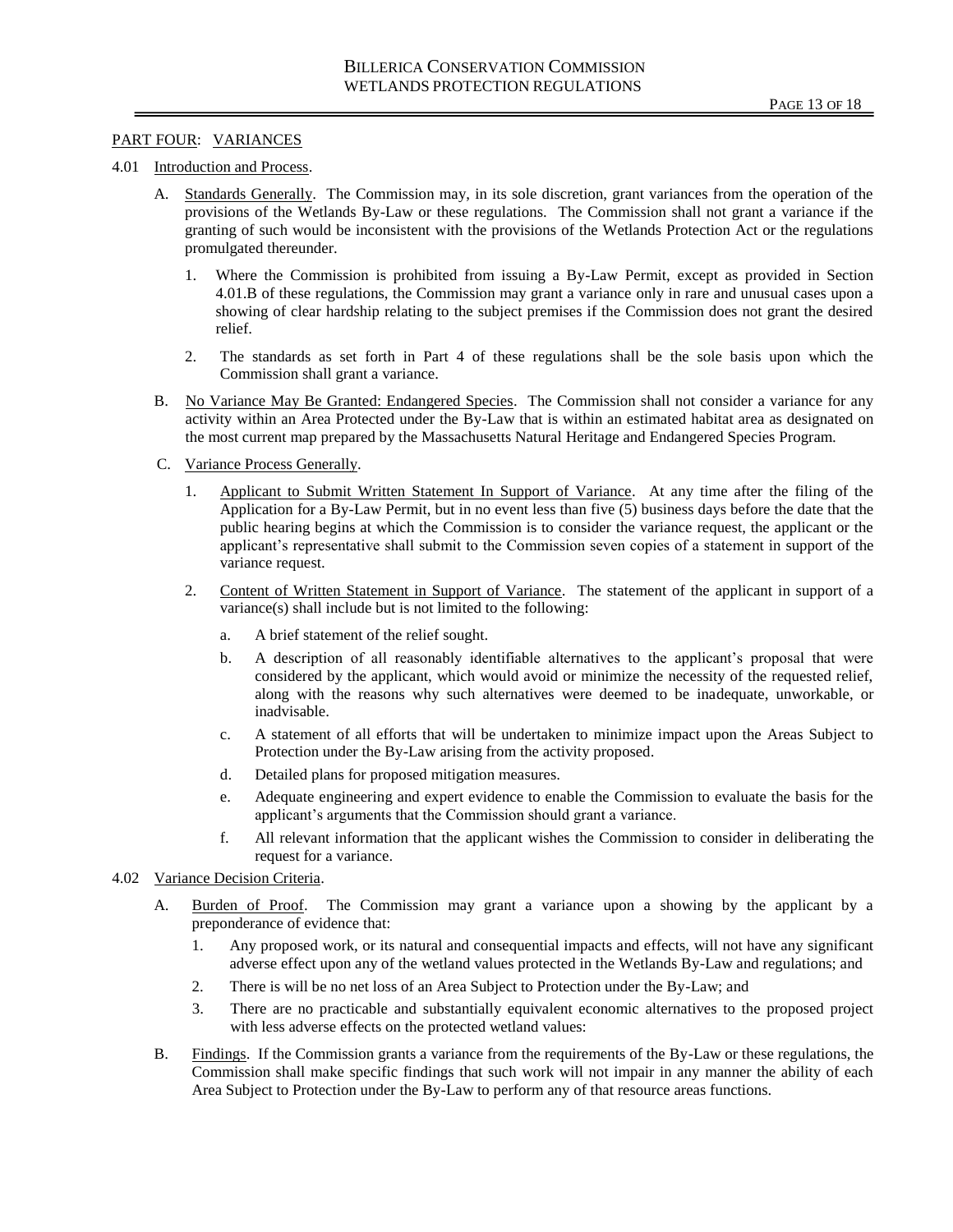## PART FOUR: VARIANCES

### 4.01 Introduction and Process.

A. Standards Generally. The Commission may, in its sole discretion, grant variances from the operation of the provisions of the Wetlands By-Law or these regulations. The Commission shall not grant a variance if the granting of such would be inconsistent with the provisions of the Wetlands Protection Act or the regulations promulgated thereunder.

1. Where the Commission is prohibited from issuing a By-Law Permit, except as provided in Section 4.01.B of these regulations, the Commission may grant a variance only in rare and unusual cases upon a showing of clear hardship relating to the subject premises if the Commission does not grant the desired relief.

2. The standards as set forth in Part 4 of these regulations shall be the sole basis upon which the Commission shall grant a variance.

B. No Variance May Be Granted: Endangered Species. The Commission shall not consider a variance for any activity within an Area Protected under the By-Law that is within an estimated habitat area as designated on the most current map prepared by the Massachusetts Natural Heritage and Endangered Species Program.

C. Variance Process Generally.

1. Applicant to Submit Written Statement In Support of Variance. At any time after the filing of the Application for a By-Law Permit, but in no event less than five (5) business days before the date that the public hearing begins at which the Commission is to consider the variance request, the applicant or the applicant's representative shall submit to the Commission seven copies of a statement in support of the variance request.

2. Content of Written Statement in Support of Variance. The statement of the applicant in support of a variance(s) shall include but is not limited to the following:

   a. A brief statement of the relief sought.

   b. A description of all reasonably identifiable alternatives to the applicant's proposal that were considered by the applicant, which would avoid or minimize the necessity of the requested relief, along with the reasons why such alternatives were deemed to be inadequate, unworkable, or inadvisable.

   c. A statement of all efforts that will be undertaken to minimize impact upon the Areas Subject to Protection under the By-Law arising from the activity proposed.

   d. Detailed plans for proposed mitigation measures.

   e. Adequate engineering and expert evidence to enable the Commission to evaluate the basis for the applicant's arguments that the Commission should grant a variance.

   f. All relevant information that the applicant wishes the Commission to consider in deliberating the request for a variance.

### 4.02 Variance Decision Criteria.

A. Burden of Proof. The Commission may grant a variance upon a showing by the applicant by a preponderance of evidence that:

1. Any proposed work, or its natural and consequential impacts and effects, will not have any significant adverse effect upon any of the wetland values protected in the Wetlands By-Law and regulations; and

2. There is will be no net loss of an Area Subject to Protection under the By-Law; and

3. There are no practicable and substantially equivalent economic alternatives to the proposed project with less adverse effects on the protected wetland values:

B. Findings. If the Commission grants a variance from the requirements of the By-Law or these regulations, the Commission shall make specific findings that such work will not impair in any manner the ability of each Area Subject to Protection under the By-Law to perform any of that resource areas functions.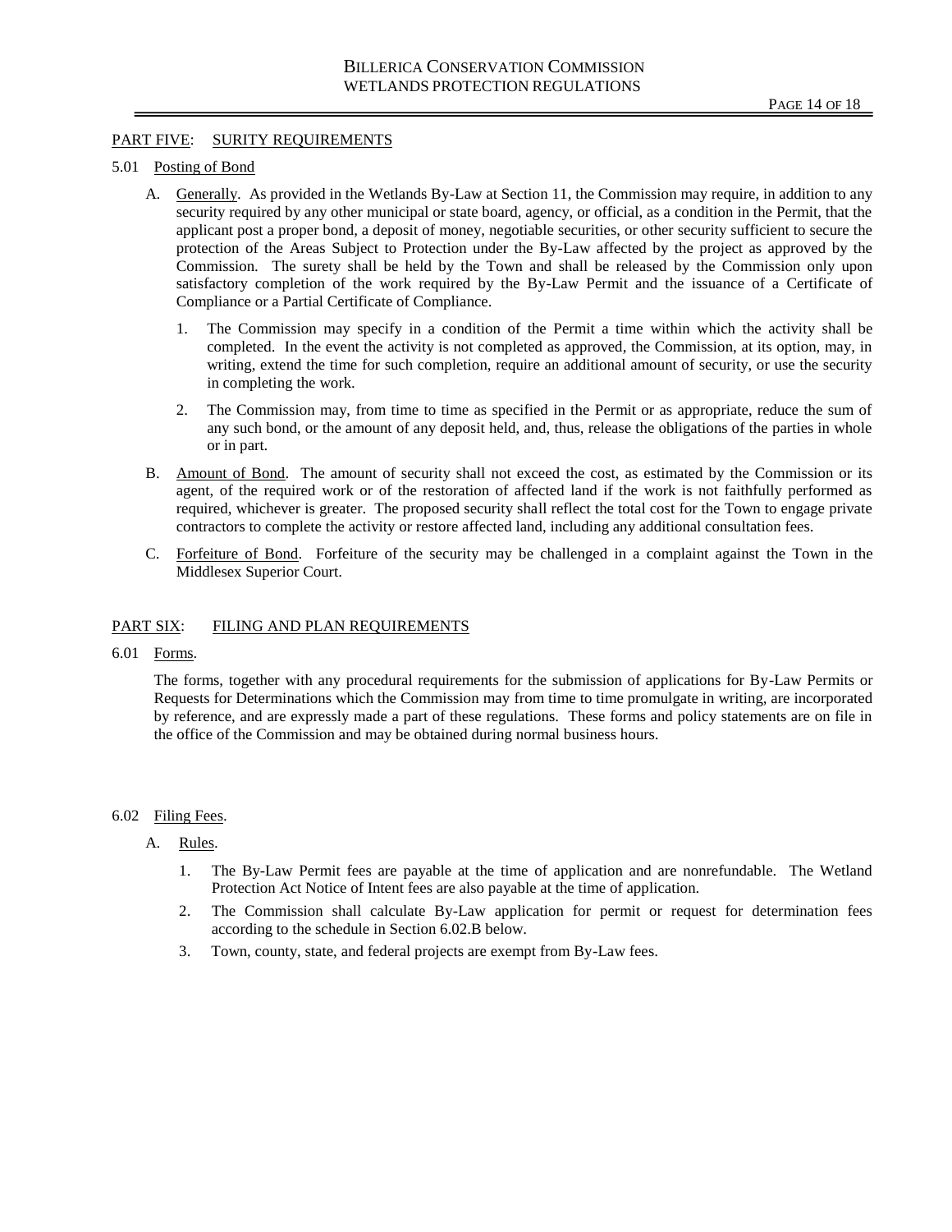## PART FIVE: SURITY REQUIREMENTS

### 5.01 Posting of Bond

A. Generally. As provided in the Wetlands By-Law at Section 11, the Commission may require, in addition to any security required by any other municipal or state board, agency, or official, as a condition in the Permit, that the applicant post a proper bond, a deposit of money, negotiable securities, or other security sufficient to secure the protection of the Areas Subject to Protection under the By-Law affected by the project as approved by the Commission. The surety shall be held by the Town and shall be released by the Commission only upon satisfactory completion of the work required by the By-Law Permit and the issuance of a Certificate of Compliance or a Partial Certificate of Compliance.

1. The Commission may specify in a condition of the Permit a time within which the activity shall be completed. In the event the activity is not completed as approved, the Commission, at its option, may, in writing, extend the time for such completion, require an additional amount of security, or use the security in completing the work.

2. The Commission may, from time to time as specified in the Permit or as appropriate, reduce the sum of any such bond, or the amount of any deposit held, and, thus, release the obligations of the parties in whole or in part.

B. Amount of Bond. The amount of security shall not exceed the cost, as estimated by the Commission or its agent, of the required work or of the restoration of affected land if the work is not faithfully performed as required, whichever is greater. The proposed security shall reflect the total cost for the Town to engage private contractors to complete the activity or restore affected land, including any additional consultation fees.

C. Forfeiture of Bond. Forfeiture of the security may be challenged in a complaint against the Town in the Middlesex Superior Court.

## PART SIX: FILING AND PLAN REQUIREMENTS

### 6.01 Forms.

The forms, together with any procedural requirements for the submission of applications for By-Law Permits or Requests for Determinations which the Commission may from time to time promulgate in writing, are incorporated by reference, and are expressly made a part of these regulations. These forms and policy statements are on file in the office of the Commission and may be obtained during normal business hours.

### 6.02 Filing Fees.

A. Rules.

1. The By-Law Permit fees are payable at the time of application and are nonrefundable. The Wetland Protection Act Notice of Intent fees are also payable at the time of application.

2. The Commission shall calculate By-Law application for permit or request for determination fees according to the schedule in Section 6.02.B below.

3. Town, county, state, and federal projects are exempt from By-Law fees.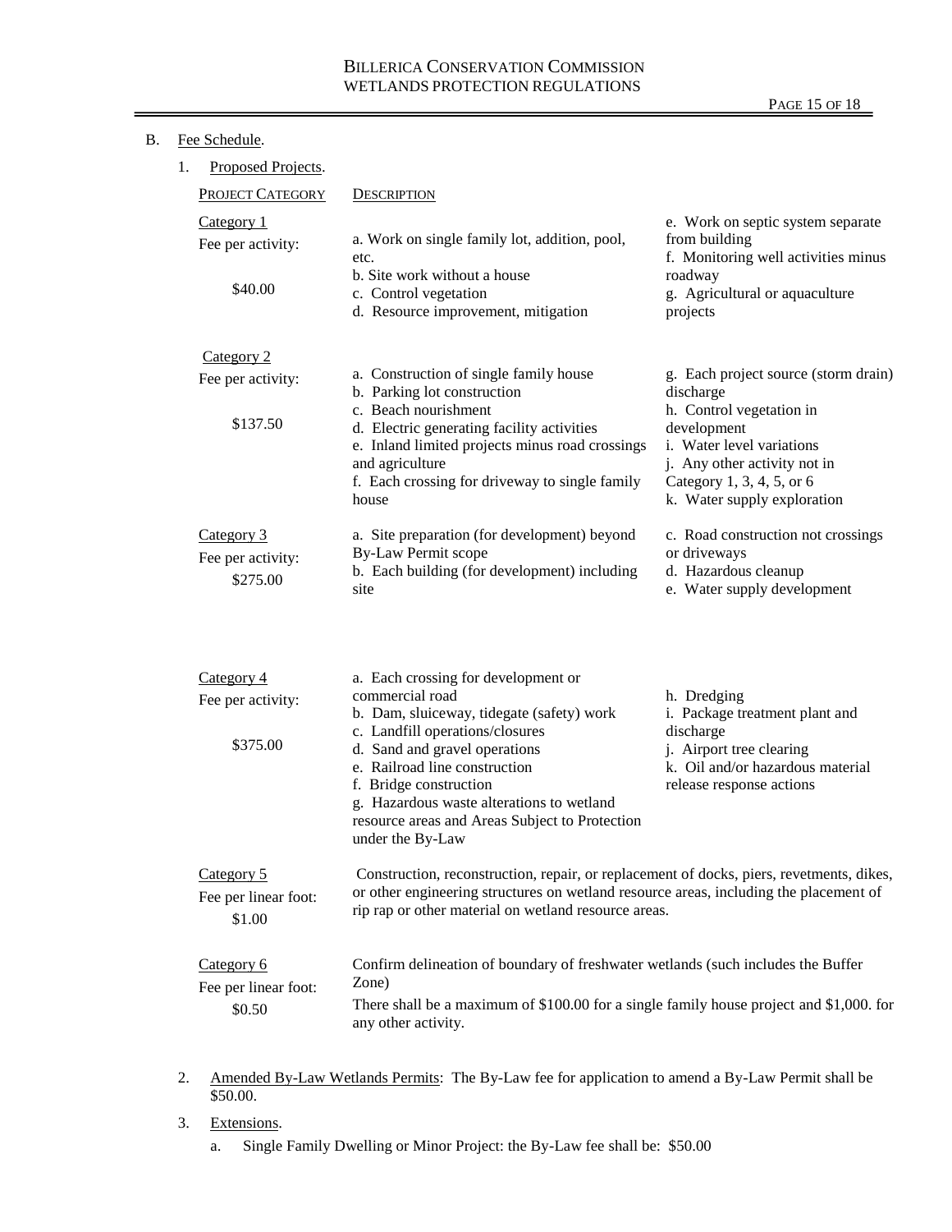B. Fee Schedule.

1. Proposed Projects.

| PROJECT CATEGORY | DESCRIPTION | |
|---|---|---|
| Category 1<br>Fee per activity:<br>$40.00 | a. Work on single family lot, addition, pool, etc.<br>b. Site work without a house<br>c. Control vegetation<br>d. Resource improvement, mitigation | e. Work on septic system separate from building<br>f. Monitoring well activities minus roadway<br>g. Agricultural or aquaculture projects |
| Category 2<br>Fee per activity:<br>$137.50 | a. Construction of single family house<br>b. Parking lot construction<br>c. Beach nourishment<br>d. Electric generating facility activities<br>e. Inland limited projects minus road crossings and agriculture<br>f. Each crossing for driveway to single family house | g. Each project source (storm drain) discharge<br>h. Control vegetation in development<br>i. Water level variations<br>j. Any other activity not in Category 1, 3, 4, 5, or 6<br>k. Water supply exploration |
| Category 3<br>Fee per activity:<br>$275.00 | a. Site preparation (for development) beyond By-Law Permit scope<br>b. Each building (for development) including site | c. Road construction not crossings or driveways<br>d. Hazardous cleanup<br>e. Water supply development |
| Category 4<br>Fee per activity:<br>$375.00 | a. Each crossing for development or commercial road<br>b. Dam, sluiceway, tidegate (safety) work<br>c. Landfill operations/closures<br>d. Sand and gravel operations<br>e. Railroad line construction<br>f. Bridge construction<br>g. Hazardous waste alterations to wetland resource areas and Areas Subject to Protection under the By-Law | h. Dredging<br>i. Package treatment plant and discharge<br>j. Airport tree clearing<br>k. Oil and/or hazardous material release response actions |
| Category 5<br>Fee per linear foot:<br>$1.00 | Construction, reconstruction, repair, or replacement of docks, piers, revetments, dikes, or other engineering structures on wetland resource areas, including the placement of rip rap or other material on wetland resource areas. | |
| Category 6<br>Fee per linear foot:<br>$0.50 | Confirm delineation of boundary of freshwater wetlands (such includes the Buffer Zone)<br>There shall be a maximum of $100.00 for a single family house project and $1,000. for any other activity. | |

2. Amended By-Law Wetlands Permits: The By-Law fee for application to amend a By-Law Permit shall be $50.00.

3. Extensions.

   a. Single Family Dwelling or Minor Project: the By-Law fee shall be: $50.00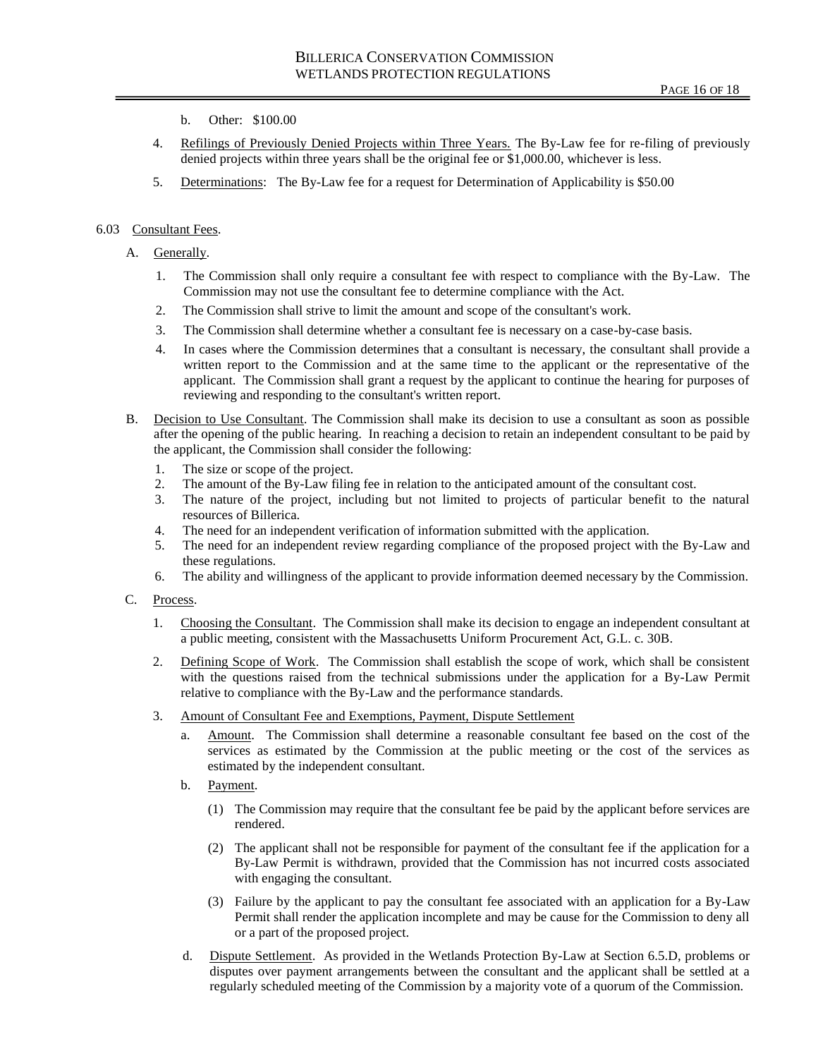b. Other: $100.00

4. Refilings of Previously Denied Projects within Three Years. The By-Law fee for re-filing of previously denied projects within three years shall be the original fee or $1,000.00, whichever is less.

5. Determinations: The By-Law fee for a request for Determination of Applicability is $50.00

6.03 Consultant Fees.

A. Generally.

1. The Commission shall only require a consultant fee with respect to compliance with the By-Law. The Commission may not use the consultant fee to determine compliance with the Act.
2. The Commission shall strive to limit the amount and scope of the consultant's work.
3. The Commission shall determine whether a consultant fee is necessary on a case-by-case basis.
4. In cases where the Commission determines that a consultant is necessary, the consultant shall provide a written report to the Commission and at the same time to the applicant or the representative of the applicant. The Commission shall grant a request by the applicant to continue the hearing for purposes of reviewing and responding to the consultant's written report.

B. Decision to Use Consultant. The Commission shall make its decision to use a consultant as soon as possible after the opening of the public hearing. In reaching a decision to retain an independent consultant to be paid by the applicant, the Commission shall consider the following:

1. The size or scope of the project.
2. The amount of the By-Law filing fee in relation to the anticipated amount of the consultant cost.
3. The nature of the project, including but not limited to projects of particular benefit to the natural resources of Billerica.
4. The need for an independent verification of information submitted with the application.
5. The need for an independent review regarding compliance of the proposed project with the By-Law and these regulations.
6. The ability and willingness of the applicant to provide information deemed necessary by the Commission.

C. Process.

1. Choosing the Consultant. The Commission shall make its decision to engage an independent consultant at a public meeting, consistent with the Massachusetts Uniform Procurement Act, G.L. c. 30B.

2. Defining Scope of Work. The Commission shall establish the scope of work, which shall be consistent with the questions raised from the technical submissions under the application for a By-Law Permit relative to compliance with the By-Law and the performance standards.

3. Amount of Consultant Fee and Exemptions, Payment, Dispute Settlement

   a. Amount. The Commission shall determine a reasonable consultant fee based on the cost of the services as estimated by the Commission at the public meeting or the cost of the services as estimated by the independent consultant.

   b. Payment.

      (1) The Commission may require that the consultant fee be paid by the applicant before services are rendered.

      (2) The applicant shall not be responsible for payment of the consultant fee if the application for a By-Law Permit is withdrawn, provided that the Commission has not incurred costs associated with engaging the consultant.

      (3) Failure by the applicant to pay the consultant fee associated with an application for a By-Law Permit shall render the application incomplete and may be cause for the Commission to deny all or a part of the proposed project.

   d. Dispute Settlement. As provided in the Wetlands Protection By-Law at Section 6.5.D, problems or disputes over payment arrangements between the consultant and the applicant shall be settled at a regularly scheduled meeting of the Commission by a majority vote of a quorum of the Commission.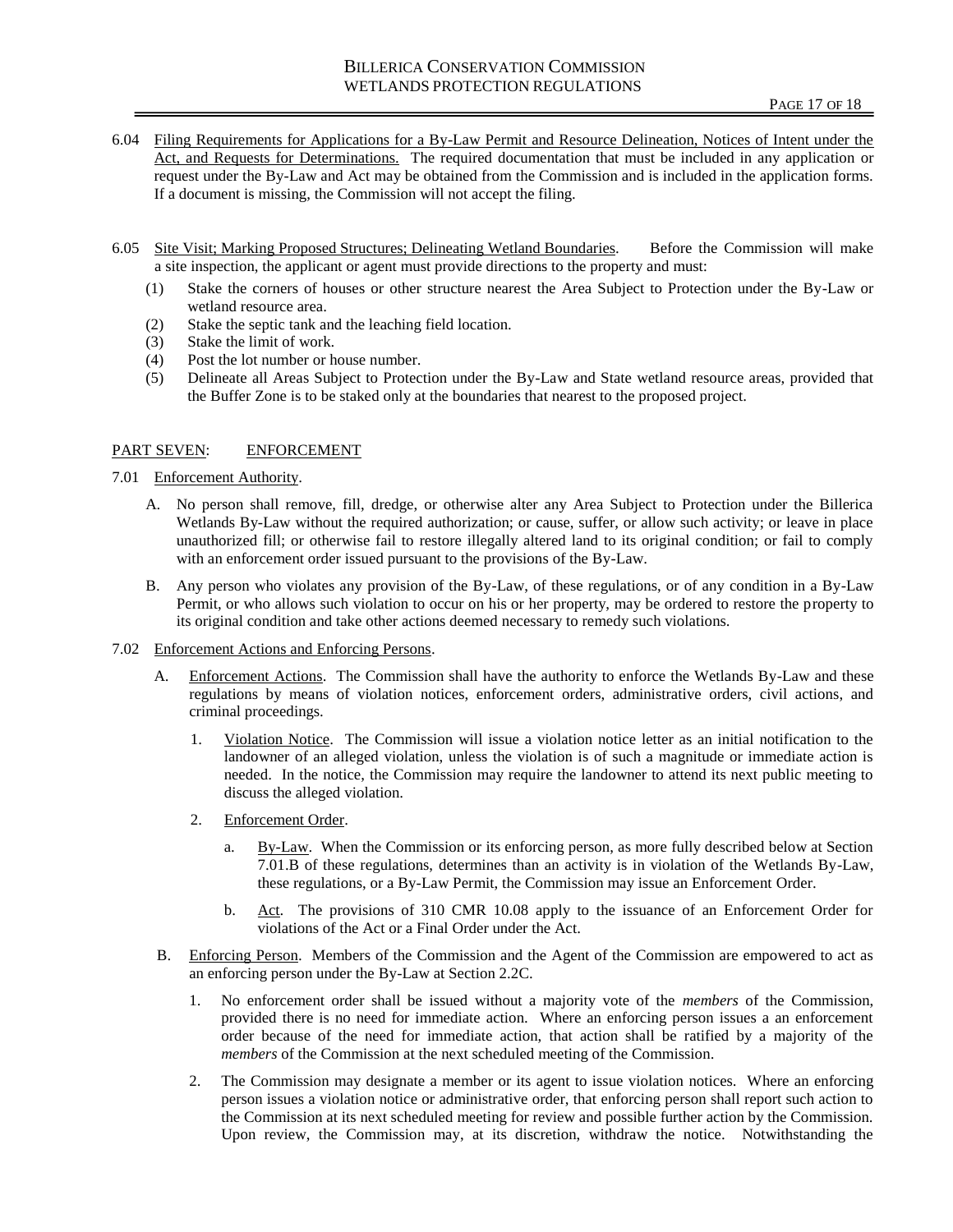6.04 <u>Filing Requirements for Applications for a By-Law Permit and Resource Delineation, Notices of Intent under the Act, and Requests for Determinations.</u> The required documentation that must be included in any application or request under the By-Law and Act may be obtained from the Commission and is included in the application forms. If a document is missing, the Commission will not accept the filing.

6.05 <u>Site Visit; Marking Proposed Structures; Delineating Wetland Boundaries</u>. Before the Commission will make a site inspection, the applicant or agent must provide directions to the property and must:

(1) Stake the corners of houses or other structure nearest the Area Subject to Protection under the By-Law or wetland resource area.
(2) Stake the septic tank and the leaching field location.
(3) Stake the limit of work.
(4) Post the lot number or house number.
(5) Delineate all Areas Subject to Protection under the By-Law and State wetland resource areas, provided that the Buffer Zone is to be staked only at the boundaries that nearest to the proposed project.

## <u>PART SEVEN</u>: <u>ENFORCEMENT</u>

7.01 <u>Enforcement Authority</u>.

A. No person shall remove, fill, dredge, or otherwise alter any Area Subject to Protection under the Billerica Wetlands By-Law without the required authorization; or cause, suffer, or allow such activity; or leave in place unauthorized fill; or otherwise fail to restore illegally altered land to its original condition; or fail to comply with an enforcement order issued pursuant to the provisions of the By-Law.

B. Any person who violates any provision of the By-Law, of these regulations, or of any condition in a By-Law Permit, or who allows such violation to occur on his or her property, may be ordered to restore the property to its original condition and take other actions deemed necessary to remedy such violations.

7.02 <u>Enforcement Actions and Enforcing Persons</u>.

A. <u>Enforcement Actions</u>. The Commission shall have the authority to enforce the Wetlands By-Law and these regulations by means of violation notices, enforcement orders, administrative orders, civil actions, and criminal proceedings.

1. <u>Violation Notice</u>. The Commission will issue a violation notice letter as an initial notification to the landowner of an alleged violation, unless the violation is of such a magnitude or immediate action is needed. In the notice, the Commission may require the landowner to attend its next public meeting to discuss the alleged violation.

2. <u>Enforcement Order</u>.

a. <u>By-Law</u>. When the Commission or its enforcing person, as more fully described below at Section 7.01.B of these regulations, determines than an activity is in violation of the Wetlands By-Law, these regulations, or a By-Law Permit, the Commission may issue an Enforcement Order.

b. <u>Act</u>. The provisions of 310 CMR 10.08 apply to the issuance of an Enforcement Order for violations of the Act or a Final Order under the Act.

B. <u>Enforcing Person</u>. Members of the Commission and the Agent of the Commission are empowered to act as an enforcing person under the By-Law at Section 2.2C.

1. No enforcement order shall be issued without a majority vote of the *members* of the Commission, provided there is no need for immediate action. Where an enforcing person issues a an enforcement order because of the need for immediate action, that action shall be ratified by a majority of the *members* of the Commission at the next scheduled meeting of the Commission.

2. The Commission may designate a member or its agent to issue violation notices. Where an enforcing person issues a violation notice or administrative order, that enforcing person shall report such action to the Commission at its next scheduled meeting for review and possible further action by the Commission. Upon review, the Commission may, at its discretion, withdraw the notice. Notwithstanding the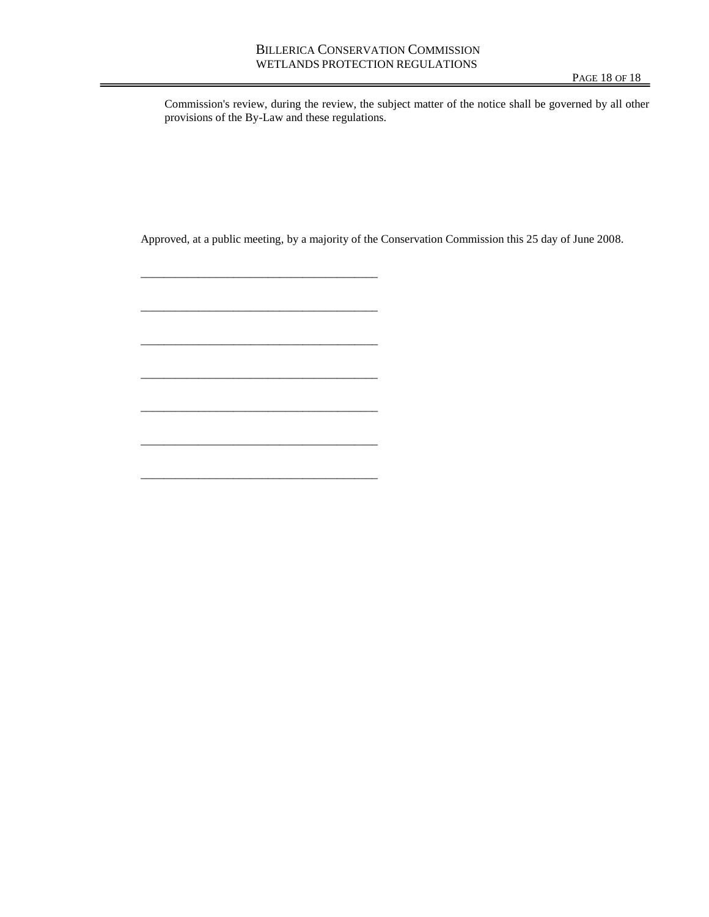Commission's review, during the review, the subject matter of the notice shall be governed by all other provisions of the By-Law and these regulations.

Approved, at a public meeting, by a majority of the Conservation Commission this 25 day of June 2008.

\_\_\_\_\_\_\_\_\_\_\_\_\_\_\_\_\_\_\_\_\_\_\_\_\_\_\_\_\_\_\_\_\_\_\_\_\_\_\_\_

\_\_\_\_\_\_\_\_\_\_\_\_\_\_\_\_\_\_\_\_\_\_\_\_\_\_\_\_\_\_\_\_\_\_\_\_\_\_\_\_

\_\_\_\_\_\_\_\_\_\_\_\_\_\_\_\_\_\_\_\_\_\_\_\_\_\_\_\_\_\_\_\_\_\_\_\_\_\_\_\_

\_\_\_\_\_\_\_\_\_\_\_\_\_\_\_\_\_\_\_\_\_\_\_\_\_\_\_\_\_\_\_\_\_\_\_\_\_\_\_\_

\_\_\_\_\_\_\_\_\_\_\_\_\_\_\_\_\_\_\_\_\_\_\_\_\_\_\_\_\_\_\_\_\_\_\_\_\_\_\_\_

\_\_\_\_\_\_\_\_\_\_\_\_\_\_\_\_\_\_\_\_\_\_\_\_\_\_\_\_\_\_\_\_\_\_\_\_\_\_\_\_

\_\_\_\_\_\_\_\_\_\_\_\_\_\_\_\_\_\_\_\_\_\_\_\_\_\_\_\_\_\_\_\_\_\_\_\_\_\_\_\_